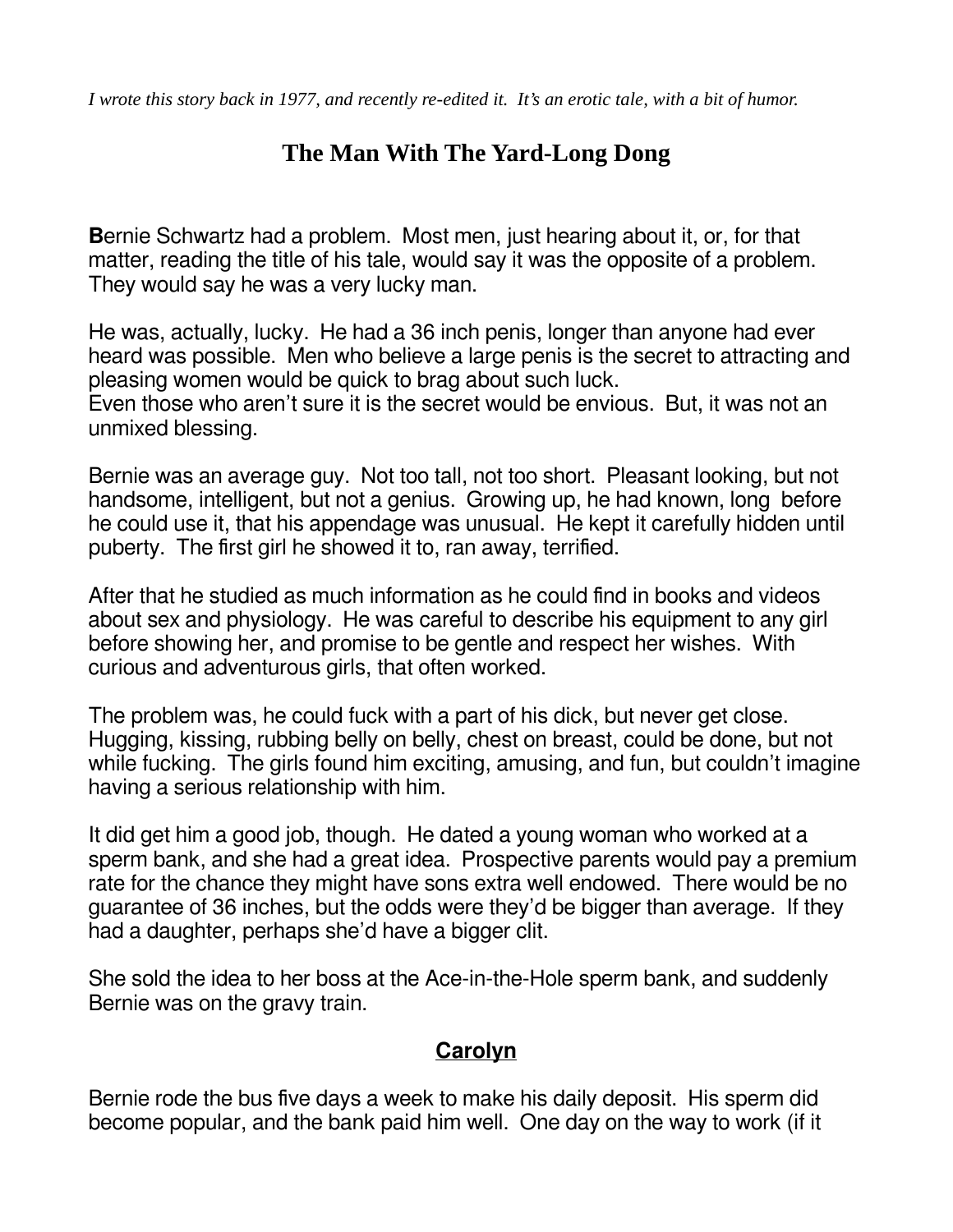*I wrote this story back in 1977, and recently re-edited it. It's an erotic tale, with a bit of humor.*

# The Man With The Yard-Long Dong

**B**ernie Schwartz had a problem. Most men, just hearing about it, or, for that matter, reading the title of his tale, would say it was the opposite of a problem. They would say he was a very lucky man.

He was, actually, lucky. He had a 36 inch penis, longer than anyone had ever heard was possible. Men who believe a large penis is the secret to attracting and pleasing women would be quick to brag about such luck.
Even those who aren't sure it is the secret would be envious. But, it was not an unmixed blessing.

Bernie was an average guy. Not too tall, not too short. Pleasant looking, but not handsome, intelligent, but not a genius. Growing up, he had known, long before he could use it, that his appendage was unusual. He kept it carefully hidden until puberty. The first girl he showed it to, ran away, terrified.

After that he studied as much information as he could find in books and videos about sex and physiology. He was careful to describe his equipment to any girl before showing her, and promise to be gentle and respect her wishes. With curious and adventurous girls, that often worked.

The problem was, he could fuck with a part of his dick, but never get close. Hugging, kissing, rubbing belly on belly, chest on breast, could be done, but not while fucking. The girls found him exciting, amusing, and fun, but couldn't imagine having a serious relationship with him.

It did get him a good job, though. He dated a young woman who worked at a sperm bank, and she had a great idea. Prospective parents would pay a premium rate for the chance they might have sons extra well endowed. There would be no guarantee of 36 inches, but the odds were they'd be bigger than average. If they had a daughter, perhaps she'd have a bigger clit.

She sold the idea to her boss at the Ace-in-the-Hole sperm bank, and suddenly Bernie was on the gravy train.

## Carolyn

Bernie rode the bus five days a week to make his daily deposit. His sperm did become popular, and the bank paid him well. One day on the way to work (if it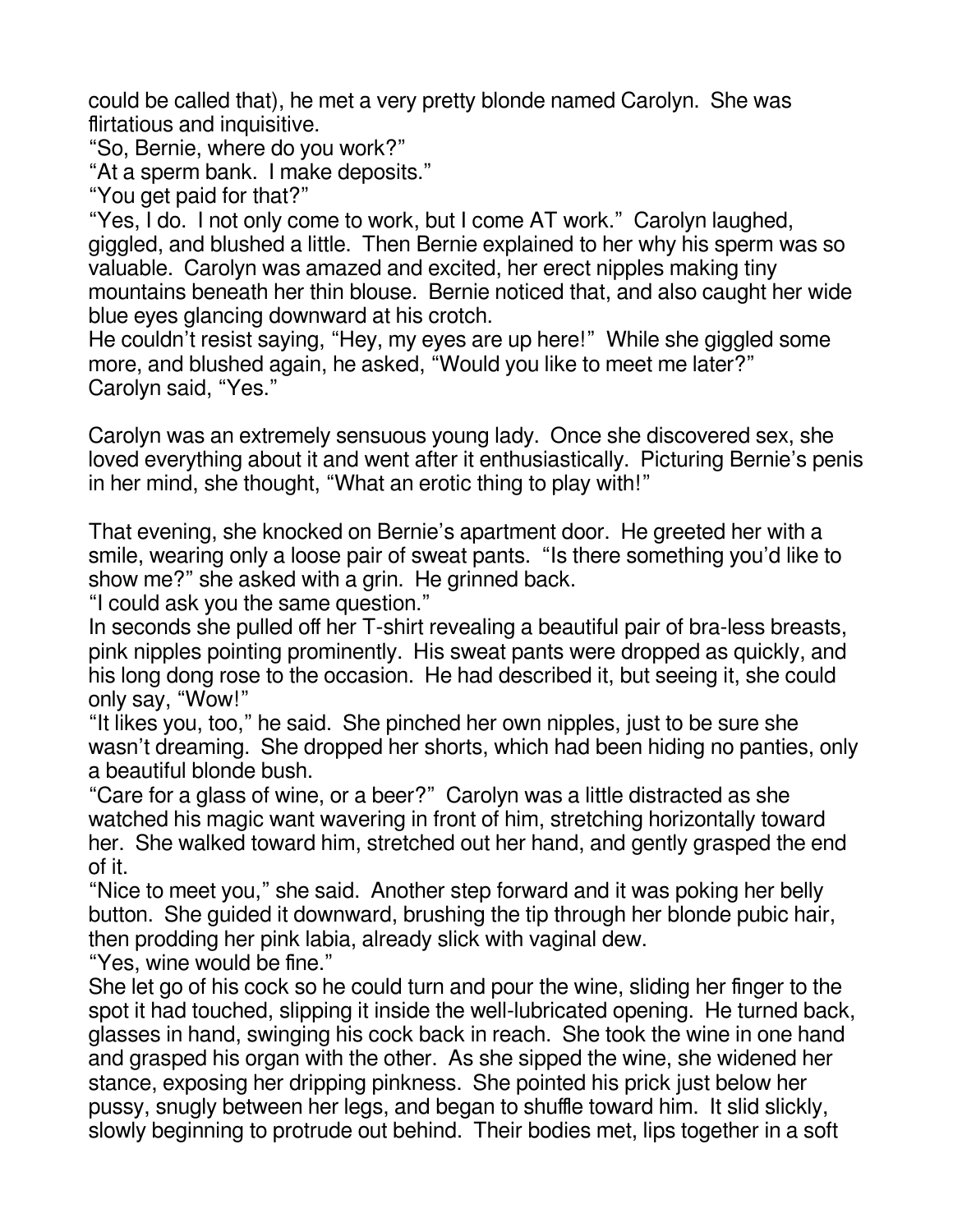could be called that), he met a very pretty blonde named Carolyn. She was flirtatious and inquisitive.

"So, Bernie, where do you work?"

"At a sperm bank. I make deposits."

"You get paid for that?"

"Yes, I do. I not only come to work, but I come AT work." Carolyn laughed, giggled, and blushed a little. Then Bernie explained to her why his sperm was so valuable. Carolyn was amazed and excited, her erect nipples making tiny mountains beneath her thin blouse. Bernie noticed that, and also caught her wide blue eyes glancing downward at his crotch.

He couldn't resist saying, "Hey, my eyes are up here!" While she giggled some more, and blushed again, he asked, "Would you like to meet me later?"

Carolyn said, "Yes."

Carolyn was an extremely sensuous young lady. Once she discovered sex, she loved everything about it and went after it enthusiastically. Picturing Bernie's penis in her mind, she thought, "What an erotic thing to play with!"

That evening, she knocked on Bernie's apartment door. He greeted her with a smile, wearing only a loose pair of sweat pants. "Is there something you'd like to show me?" she asked with a grin. He grinned back.

"I could ask you the same question."

In seconds she pulled off her T-shirt revealing a beautiful pair of bra-less breasts, pink nipples pointing prominently. His sweat pants were dropped as quickly, and his long dong rose to the occasion. He had described it, but seeing it, she could only say, "Wow!"

"It likes you, too," he said. She pinched her own nipples, just to be sure she wasn't dreaming. She dropped her shorts, which had been hiding no panties, only a beautiful blonde bush.

"Care for a glass of wine, or a beer?" Carolyn was a little distracted as she watched his magic want wavering in front of him, stretching horizontally toward her. She walked toward him, stretched out her hand, and gently grasped the end of it.

"Nice to meet you," she said. Another step forward and it was poking her belly button. She guided it downward, brushing the tip through her blonde pubic hair, then prodding her pink labia, already slick with vaginal dew.

"Yes, wine would be fine."

She let go of his cock so he could turn and pour the wine, sliding her finger to the spot it had touched, slipping it inside the well-lubricated opening. He turned back, glasses in hand, swinging his cock back in reach. She took the wine in one hand and grasped his organ with the other. As she sipped the wine, she widened her stance, exposing her dripping pinkness. She pointed his prick just below her pussy, snugly between her legs, and began to shuffle toward him. It slid slickly, slowly beginning to protrude out behind. Their bodies met, lips together in a soft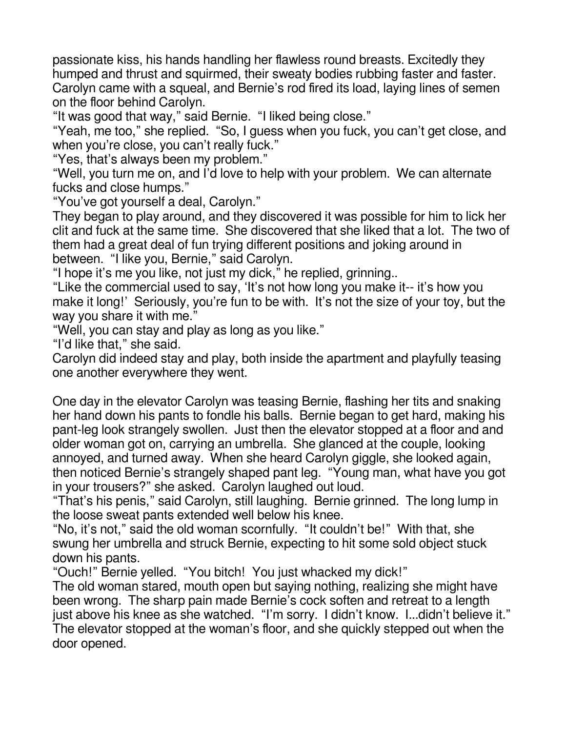passionate kiss, his hands handling her flawless round breasts. Excitedly they humped and thrust and squirmed, their sweaty bodies rubbing faster and faster. Carolyn came with a squeal, and Bernie's rod fired its load, laying lines of semen on the floor behind Carolyn.

"It was good that way," said Bernie. "I liked being close."

"Yeah, me too," she replied. "So, I guess when you fuck, you can't get close, and when you're close, you can't really fuck."

"Yes, that's always been my problem."

"Well, you turn me on, and I'd love to help with your problem. We can alternate fucks and close humps."

"You've got yourself a deal, Carolyn."

They began to play around, and they discovered it was possible for him to lick her clit and fuck at the same time. She discovered that she liked that a lot. The two of them had a great deal of fun trying different positions and joking around in between. "I like you, Bernie," said Carolyn.

"I hope it's me you like, not just my dick," he replied, grinning..

"Like the commercial used to say, 'It's not how long you make it-- it's how you make it long!' Seriously, you're fun to be with. It's not the size of your toy, but the way you share it with me."

"Well, you can stay and play as long as you like."

"I'd like that," she said.

Carolyn did indeed stay and play, both inside the apartment and playfully teasing one another everywhere they went.

One day in the elevator Carolyn was teasing Bernie, flashing her tits and snaking her hand down his pants to fondle his balls. Bernie began to get hard, making his pant-leg look strangely swollen. Just then the elevator stopped at a floor and and older woman got on, carrying an umbrella. She glanced at the couple, looking annoyed, and turned away. When she heard Carolyn giggle, she looked again, then noticed Bernie's strangely shaped pant leg. "Young man, what have you got in your trousers?" she asked. Carolyn laughed out loud.

"That's his penis," said Carolyn, still laughing. Bernie grinned. The long lump in the loose sweat pants extended well below his knee.

"No, it's not," said the old woman scornfully. "It couldn't be!" With that, she swung her umbrella and struck Bernie, expecting to hit some sold object stuck down his pants.

"Ouch!" Bernie yelled. "You bitch! You just whacked my dick!"

The old woman stared, mouth open but saying nothing, realizing she might have been wrong. The sharp pain made Bernie's cock soften and retreat to a length just above his knee as she watched. "I'm sorry. I didn't know. I...didn't believe it."

The elevator stopped at the woman's floor, and she quickly stepped out when the door opened.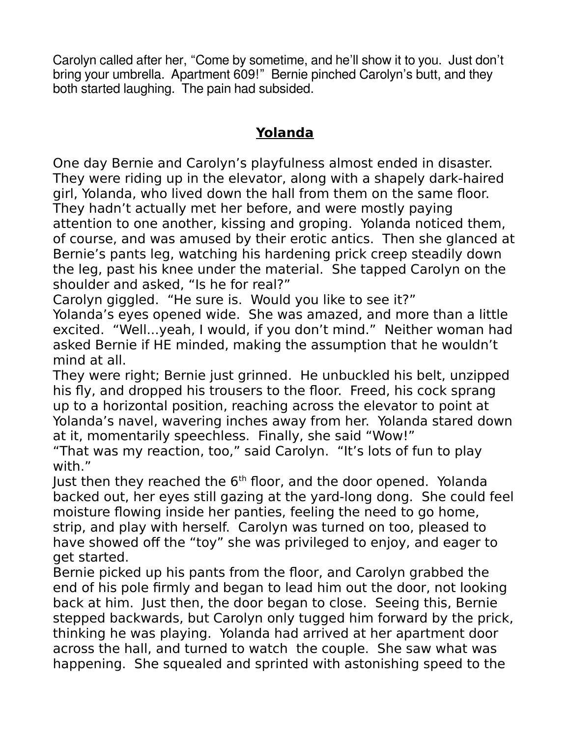Carolyn called after her, "Come by sometime, and he'll show it to you. Just don't bring your umbrella. Apartment 609!" Bernie pinched Carolyn's butt, and they both started laughing. The pain had subsided.

## **Yolanda**

One day Bernie and Carolyn's playfulness almost ended in disaster. They were riding up in the elevator, along with a shapely dark-haired girl, Yolanda, who lived down the hall from them on the same floor. They hadn't actually met her before, and were mostly paying attention to one another, kissing and groping. Yolanda noticed them, of course, and was amused by their erotic antics. Then she glanced at Bernie's pants leg, watching his hardening prick creep steadily down the leg, past his knee under the material. She tapped Carolyn on the shoulder and asked, "Is he for real?"

Carolyn giggled. "He sure is. Would you like to see it?"

Yolanda's eyes opened wide. She was amazed, and more than a little excited. "Well...yeah, I would, if you don't mind." Neither woman had asked Bernie if HE minded, making the assumption that he wouldn't mind at all.

They were right; Bernie just grinned. He unbuckled his belt, unzipped his fly, and dropped his trousers to the floor. Freed, his cock sprang up to a horizontal position, reaching across the elevator to point at Yolanda's navel, wavering inches away from her. Yolanda stared down at it, momentarily speechless. Finally, she said "Wow!"

"That was my reaction, too," said Carolyn. "It's lots of fun to play with."

Just then they reached the 6th floor, and the door opened. Yolanda backed out, her eyes still gazing at the yard-long dong. She could feel moisture flowing inside her panties, feeling the need to go home, strip, and play with herself. Carolyn was turned on too, pleased to have showed off the "toy" she was privileged to enjoy, and eager to get started.

Bernie picked up his pants from the floor, and Carolyn grabbed the end of his pole firmly and began to lead him out the door, not looking back at him. Just then, the door began to close. Seeing this, Bernie stepped backwards, but Carolyn only tugged him forward by the prick, thinking he was playing. Yolanda had arrived at her apartment door across the hall, and turned to watch the couple. She saw what was happening. She squealed and sprinted with astonishing speed to the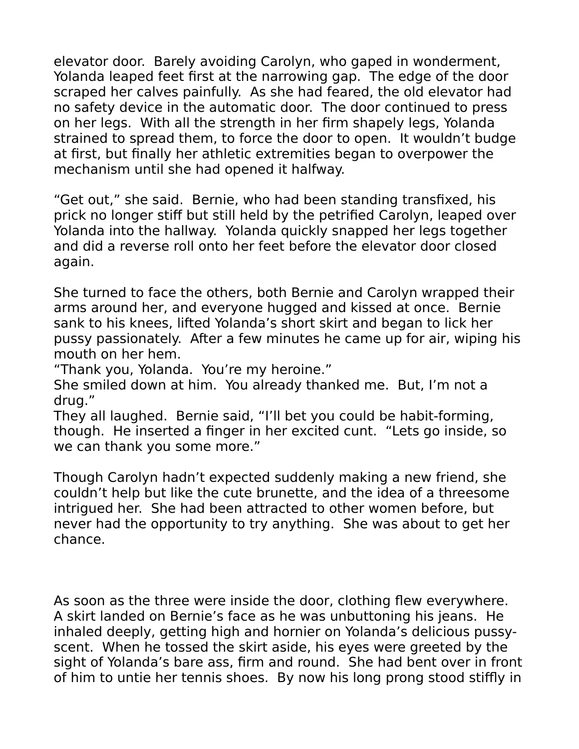elevator door. Barely avoiding Carolyn, who gaped in wonderment, Yolanda leaped feet first at the narrowing gap. The edge of the door scraped her calves painfully. As she had feared, the old elevator had no safety device in the automatic door. The door continued to press on her legs. With all the strength in her firm shapely legs, Yolanda strained to spread them, to force the door to open. It wouldn't budge at first, but finally her athletic extremities began to overpower the mechanism until she had opened it halfway.

"Get out," she said. Bernie, who had been standing transfixed, his prick no longer stiff but still held by the petrified Carolyn, leaped over Yolanda into the hallway. Yolanda quickly snapped her legs together and did a reverse roll onto her feet before the elevator door closed again.

She turned to face the others, both Bernie and Carolyn wrapped their arms around her, and everyone hugged and kissed at once. Bernie sank to his knees, lifted Yolanda's short skirt and began to lick her pussy passionately. After a few minutes he came up for air, wiping his mouth on her hem.
"Thank you, Yolanda. You're my heroine."
She smiled down at him. You already thanked me. But, I'm not a drug."
They all laughed. Bernie said, "I'll bet you could be habit-forming, though. He inserted a finger in her excited cunt. "Lets go inside, so we can thank you some more."

Though Carolyn hadn't expected suddenly making a new friend, she couldn't help but like the cute brunette, and the idea of a threesome intrigued her. She had been attracted to other women before, but never had the opportunity to try anything. She was about to get her chance.

As soon as the three were inside the door, clothing flew everywhere. A skirt landed on Bernie's face as he was unbuttoning his jeans. He inhaled deeply, getting high and hornier on Yolanda's delicious pussy-scent. When he tossed the skirt aside, his eyes were greeted by the sight of Yolanda's bare ass, firm and round. She had bent over in front of him to untie her tennis shoes. By now his long prong stood stiffly in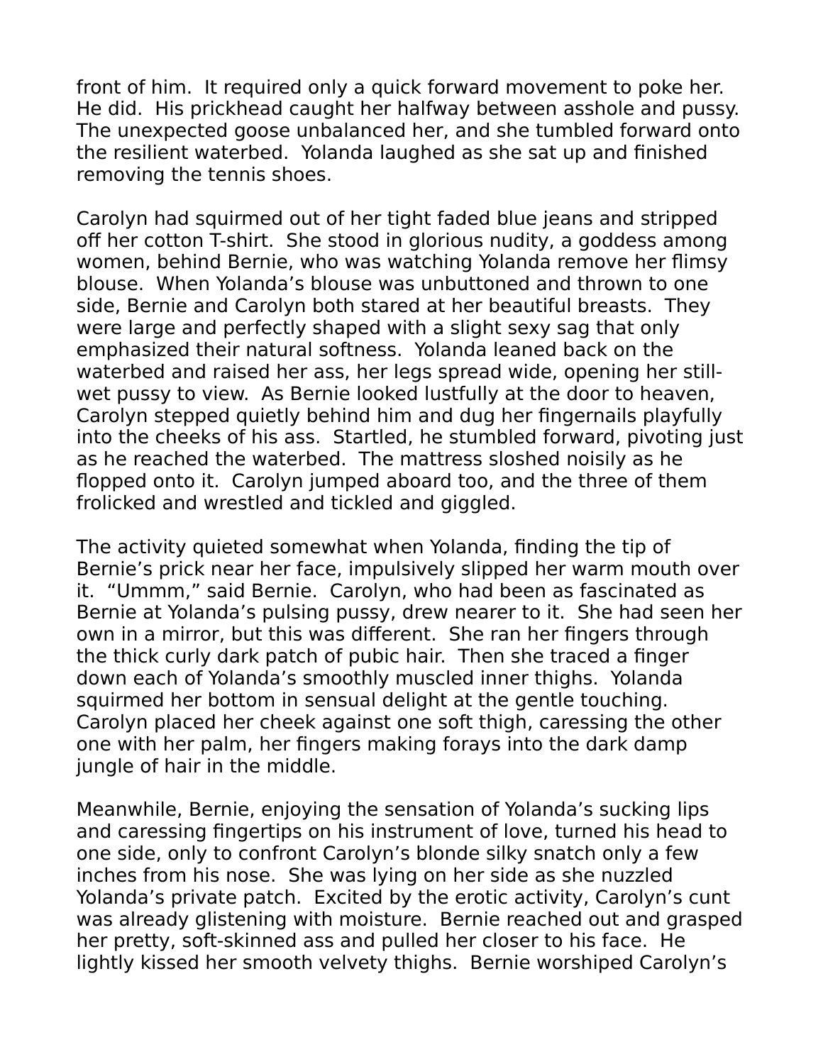front of him. It required only a quick forward movement to poke her. He did. His prickhead caught her halfway between asshole and pussy. The unexpected goose unbalanced her, and she tumbled forward onto the resilient waterbed. Yolanda laughed as she sat up and finished removing the tennis shoes.

Carolyn had squirmed out of her tight faded blue jeans and stripped off her cotton T-shirt. She stood in glorious nudity, a goddess among women, behind Bernie, who was watching Yolanda remove her flimsy blouse. When Yolanda's blouse was unbuttoned and thrown to one side, Bernie and Carolyn both stared at her beautiful breasts. They were large and perfectly shaped with a slight sexy sag that only emphasized their natural softness. Yolanda leaned back on the waterbed and raised her ass, her legs spread wide, opening her still-wet pussy to view. As Bernie looked lustfully at the door to heaven, Carolyn stepped quietly behind him and dug her fingernails playfully into the cheeks of his ass. Startled, he stumbled forward, pivoting just as he reached the waterbed. The mattress sloshed noisily as he flopped onto it. Carolyn jumped aboard too, and the three of them frolicked and wrestled and tickled and giggled.

The activity quieted somewhat when Yolanda, finding the tip of Bernie's prick near her face, impulsively slipped her warm mouth over it. "Ummm," said Bernie. Carolyn, who had been as fascinated as Bernie at Yolanda's pulsing pussy, drew nearer to it. She had seen her own in a mirror, but this was different. She ran her fingers through the thick curly dark patch of pubic hair. Then she traced a finger down each of Yolanda's smoothly muscled inner thighs. Yolanda squirmed her bottom in sensual delight at the gentle touching. Carolyn placed her cheek against one soft thigh, caressing the other one with her palm, her fingers making forays into the dark damp jungle of hair in the middle.

Meanwhile, Bernie, enjoying the sensation of Yolanda's sucking lips and caressing fingertips on his instrument of love, turned his head to one side, only to confront Carolyn's blonde silky snatch only a few inches from his nose. She was lying on her side as she nuzzled Yolanda's private patch. Excited by the erotic activity, Carolyn's cunt was already glistening with moisture. Bernie reached out and grasped her pretty, soft-skinned ass and pulled her closer to his face. He lightly kissed her smooth velvety thighs. Bernie worshiped Carolyn's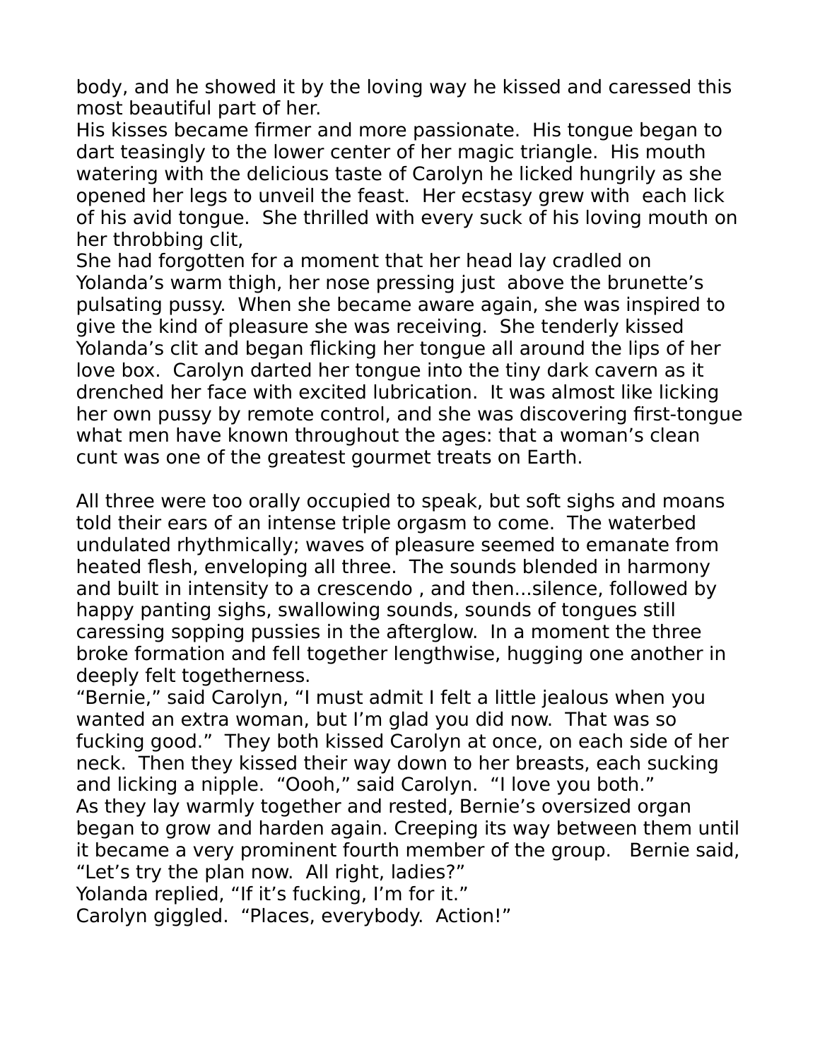body, and he showed it by the loving way he kissed and caressed this most beautiful part of her.

His kisses became firmer and more passionate. His tongue began to dart teasingly to the lower center of her magic triangle. His mouth watering with the delicious taste of Carolyn he licked hungrily as she opened her legs to unveil the feast. Her ecstasy grew with each lick of his avid tongue. She thrilled with every suck of his loving mouth on her throbbing clit,

She had forgotten for a moment that her head lay cradled on Yolanda's warm thigh, her nose pressing just above the brunette's pulsating pussy. When she became aware again, she was inspired to give the kind of pleasure she was receiving. She tenderly kissed Yolanda's clit and began flicking her tongue all around the lips of her love box. Carolyn darted her tongue into the tiny dark cavern as it drenched her face with excited lubrication. It was almost like licking her own pussy by remote control, and she was discovering first-tongue what men have known throughout the ages: that a woman's clean cunt was one of the greatest gourmet treats on Earth.

All three were too orally occupied to speak, but soft sighs and moans told their ears of an intense triple orgasm to come. The waterbed undulated rhythmically; waves of pleasure seemed to emanate from heated flesh, enveloping all three. The sounds blended in harmony and built in intensity to a crescendo , and then...silence, followed by happy panting sighs, swallowing sounds, sounds of tongues still caressing sopping pussies in the afterglow. In a moment the three broke formation and fell together lengthwise, hugging one another in deeply felt togetherness.

"Bernie," said Carolyn, "I must admit I felt a little jealous when you wanted an extra woman, but I'm glad you did now. That was so fucking good." They both kissed Carolyn at once, on each side of her neck. Then they kissed their way down to her breasts, each sucking and licking a nipple. "Oooh," said Carolyn. "I love you both."

As they lay warmly together and rested, Bernie's oversized organ began to grow and harden again. Creeping its way between them until it became a very prominent fourth member of the group. Bernie said, "Let's try the plan now. All right, ladies?"

Yolanda replied, "If it's fucking, I'm for it."

Carolyn giggled. "Places, everybody. Action!"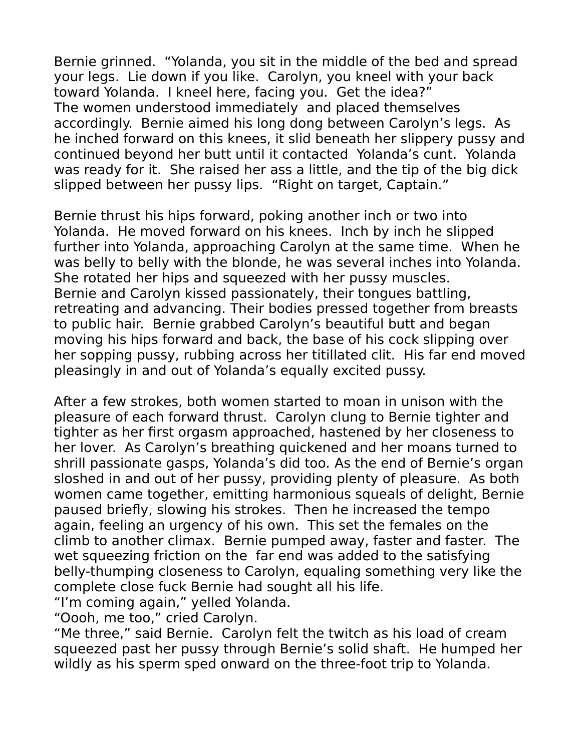Bernie grinned. "Yolanda, you sit in the middle of the bed and spread your legs. Lie down if you like. Carolyn, you kneel with your back toward Yolanda. I kneel here, facing you. Get the idea?"
The women understood immediately and placed themselves accordingly. Bernie aimed his long dong between Carolyn's legs. As he inched forward on this knees, it slid beneath her slippery pussy and continued beyond her butt until it contacted Yolanda's cunt. Yolanda was ready for it. She raised her ass a little, and the tip of the big dick slipped between her pussy lips. "Right on target, Captain."

Bernie thrust his hips forward, poking another inch or two into Yolanda. He moved forward on his knees. Inch by inch he slipped further into Yolanda, approaching Carolyn at the same time. When he was belly to belly with the blonde, he was several inches into Yolanda. She rotated her hips and squeezed with her pussy muscles.
Bernie and Carolyn kissed passionately, their tongues battling, retreating and advancing. Their bodies pressed together from breasts to public hair. Bernie grabbed Carolyn's beautiful butt and began moving his hips forward and back, the base of his cock slipping over her sopping pussy, rubbing across her titillated clit. His far end moved pleasingly in and out of Yolanda's equally excited pussy.

After a few strokes, both women started to moan in unison with the pleasure of each forward thrust. Carolyn clung to Bernie tighter and tighter as her first orgasm approached, hastened by her closeness to her lover. As Carolyn's breathing quickened and her moans turned to shrill passionate gasps, Yolanda's did too. As the end of Bernie's organ sloshed in and out of her pussy, providing plenty of pleasure. As both women came together, emitting harmonious squeals of delight, Bernie paused briefly, slowing his strokes. Then he increased the tempo again, feeling an urgency of his own. This set the females on the climb to another climax. Bernie pumped away, faster and faster. The wet squeezing friction on the far end was added to the satisfying belly-thumping closeness to Carolyn, equaling something very like the complete close fuck Bernie had sought all his life.
"I'm coming again," yelled Yolanda.
"Oooh, me too," cried Carolyn.
"Me three," said Bernie. Carolyn felt the twitch as his load of cream squeezed past her pussy through Bernie's solid shaft. He humped her wildly as his sperm sped onward on the three-foot trip to Yolanda.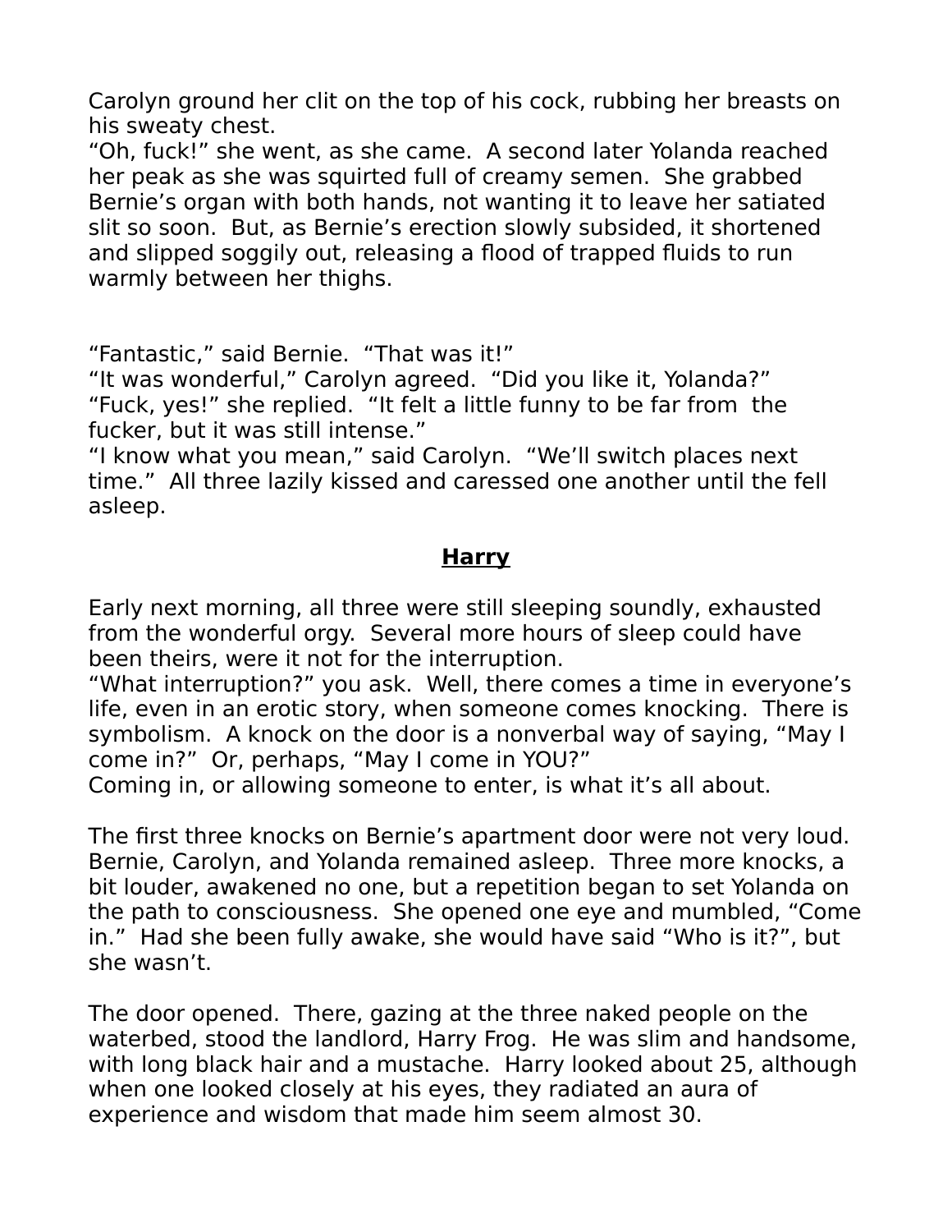Carolyn ground her clit on the top of his cock, rubbing her breasts on his sweaty chest.
“Oh, fuck!” she went, as she came. A second later Yolanda reached her peak as she was squirted full of creamy semen. She grabbed Bernie’s organ with both hands, not wanting it to leave her satiated slit so soon. But, as Bernie’s erection slowly subsided, it shortened and slipped soggily out, releasing a flood of trapped fluids to run warmly between her thighs.

“Fantastic,” said Bernie. “That was it!”
“It was wonderful,” Carolyn agreed. “Did you like it, Yolanda?”
“Fuck, yes!” she replied. “It felt a little funny to be far from the fucker, but it was still intense.”
“I know what you mean,” said Carolyn. “We’ll switch places next time.” All three lazily kissed and caressed one another until the fell asleep.

## **Harry**

Early next morning, all three were still sleeping soundly, exhausted from the wonderful orgy. Several more hours of sleep could have been theirs, were it not for the interruption.
“What interruption?” you ask. Well, there comes a time in everyone’s life, even in an erotic story, when someone comes knocking. There is symbolism. A knock on the door is a nonverbal way of saying, “May I come in?” Or, perhaps, “May I come in YOU?”
Coming in, or allowing someone to enter, is what it’s all about.

The first three knocks on Bernie’s apartment door were not very loud. Bernie, Carolyn, and Yolanda remained asleep. Three more knocks, a bit louder, awakened no one, but a repetition began to set Yolanda on the path to consciousness. She opened one eye and mumbled, “Come in.” Had she been fully awake, she would have said “Who is it?”, but she wasn’t.

The door opened. There, gazing at the three naked people on the waterbed, stood the landlord, Harry Frog. He was slim and handsome, with long black hair and a mustache. Harry looked about 25, although when one looked closely at his eyes, they radiated an aura of experience and wisdom that made him seem almost 30.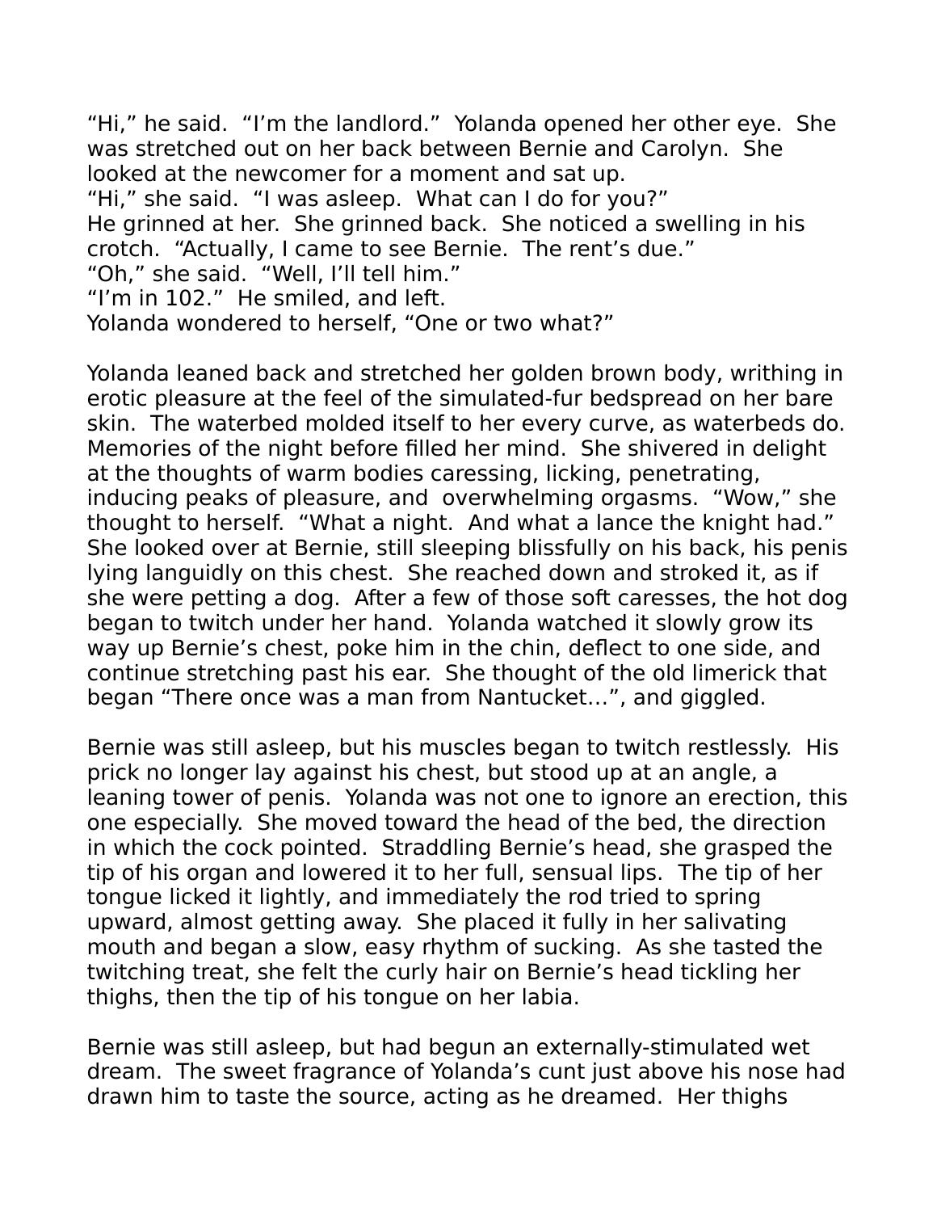"Hi," he said. "I'm the landlord." Yolanda opened her other eye. She was stretched out on her back between Bernie and Carolyn. She looked at the newcomer for a moment and sat up.
"Hi," she said. "I was asleep. What can I do for you?"
He grinned at her. She grinned back. She noticed a swelling in his crotch. "Actually, I came to see Bernie. The rent's due."
"Oh," she said. "Well, I'll tell him."
"I'm in 102." He smiled, and left.
Yolanda wondered to herself, "One or two what?"

Yolanda leaned back and stretched her golden brown body, writhing in erotic pleasure at the feel of the simulated-fur bedspread on her bare skin. The waterbed molded itself to her every curve, as waterbeds do. Memories of the night before filled her mind. She shivered in delight at the thoughts of warm bodies caressing, licking, penetrating, inducing peaks of pleasure, and overwhelming orgasms. "Wow," she thought to herself. "What a night. And what a lance the knight had." She looked over at Bernie, still sleeping blissfully on his back, his penis lying languidly on this chest. She reached down and stroked it, as if she were petting a dog. After a few of those soft caresses, the hot dog began to twitch under her hand. Yolanda watched it slowly grow its way up Bernie's chest, poke him in the chin, deflect to one side, and continue stretching past his ear. She thought of the old limerick that began "There once was a man from Nantucket...", and giggled.

Bernie was still asleep, but his muscles began to twitch restlessly. His prick no longer lay against his chest, but stood up at an angle, a leaning tower of penis. Yolanda was not one to ignore an erection, this one especially. She moved toward the head of the bed, the direction in which the cock pointed. Straddling Bernie's head, she grasped the tip of his organ and lowered it to her full, sensual lips. The tip of her tongue licked it lightly, and immediately the rod tried to spring upward, almost getting away. She placed it fully in her salivating mouth and began a slow, easy rhythm of sucking. As she tasted the twitching treat, she felt the curly hair on Bernie's head tickling her thighs, then the tip of his tongue on her labia.

Bernie was still asleep, but had begun an externally-stimulated wet dream. The sweet fragrance of Yolanda's cunt just above his nose had drawn him to taste the source, acting as he dreamed. Her thighs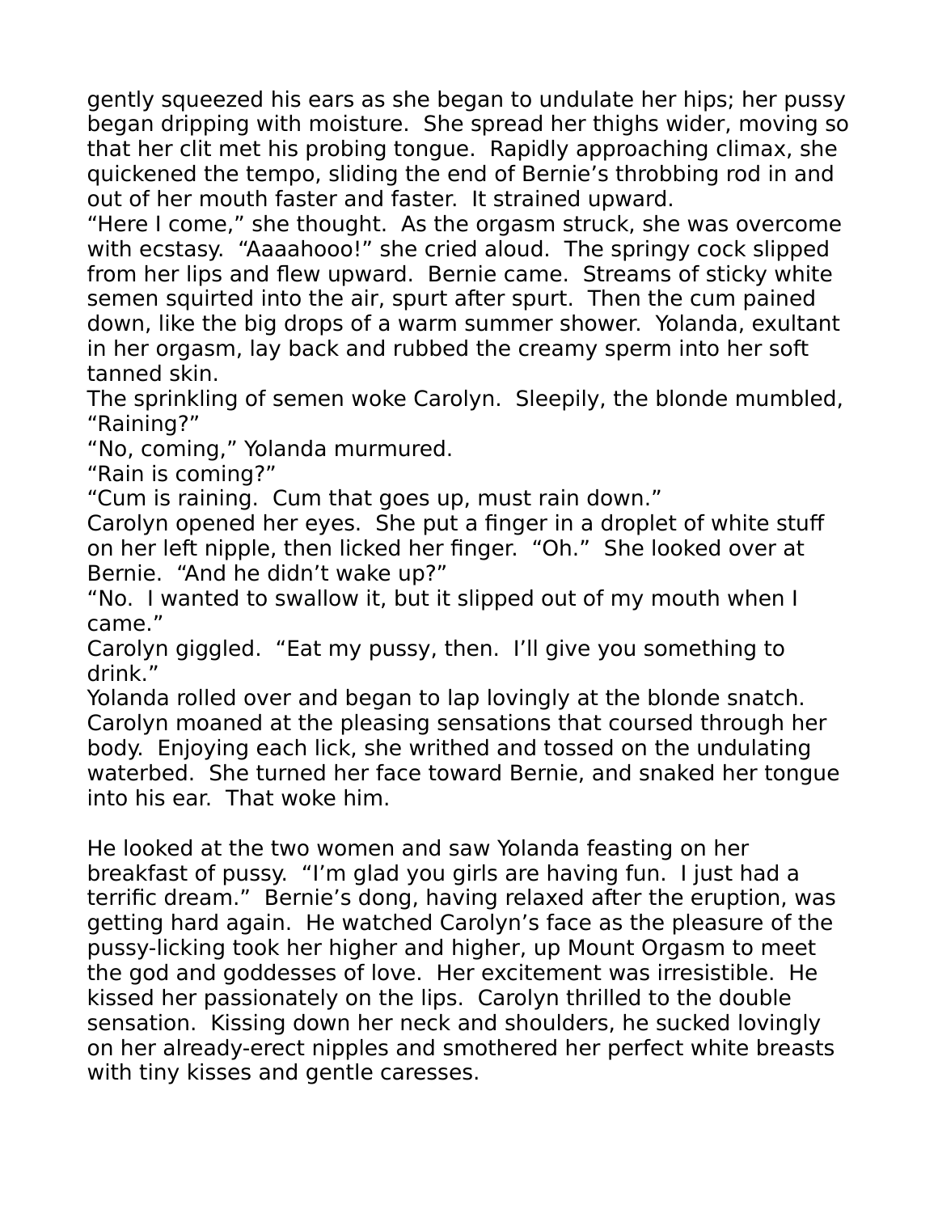gently squeezed his ears as she began to undulate her hips; her pussy began dripping with moisture. She spread her thighs wider, moving so that her clit met his probing tongue. Rapidly approaching climax, she quickened the tempo, sliding the end of Bernie's throbbing rod in and out of her mouth faster and faster. It strained upward.

"Here I come," she thought. As the orgasm struck, she was overcome with ecstasy. "Aaaahooo!" she cried aloud. The springy cock slipped from her lips and flew upward. Bernie came. Streams of sticky white semen squirted into the air, spurt after spurt. Then the cum pained down, like the big drops of a warm summer shower. Yolanda, exultant in her orgasm, lay back and rubbed the creamy sperm into her soft tanned skin.

The sprinkling of semen woke Carolyn. Sleepily, the blonde mumbled, "Raining?"

"No, coming," Yolanda murmured.

"Rain is coming?"

"Cum is raining. Cum that goes up, must rain down."

Carolyn opened her eyes. She put a finger in a droplet of white stuff on her left nipple, then licked her finger. "Oh." She looked over at Bernie. "And he didn't wake up?"

"No. I wanted to swallow it, but it slipped out of my mouth when I came."

Carolyn giggled. "Eat my pussy, then. I'll give you something to drink."

Yolanda rolled over and began to lap lovingly at the blonde snatch. Carolyn moaned at the pleasing sensations that coursed through her body. Enjoying each lick, she writhed and tossed on the undulating waterbed. She turned her face toward Bernie, and snaked her tongue into his ear. That woke him.

He looked at the two women and saw Yolanda feasting on her breakfast of pussy. "I'm glad you girls are having fun. I just had a terrific dream." Bernie's dong, having relaxed after the eruption, was getting hard again. He watched Carolyn's face as the pleasure of the pussy-licking took her higher and higher, up Mount Orgasm to meet the god and goddesses of love. Her excitement was irresistible. He kissed her passionately on the lips. Carolyn thrilled to the double sensation. Kissing down her neck and shoulders, he sucked lovingly on her already-erect nipples and smothered her perfect white breasts with tiny kisses and gentle caresses.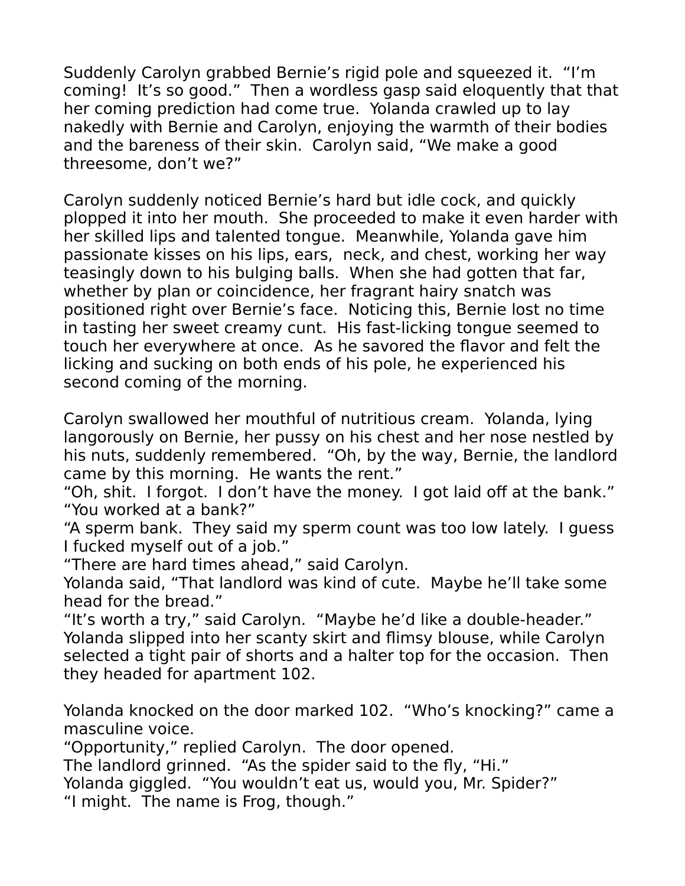Suddenly Carolyn grabbed Bernie's rigid pole and squeezed it. "I'm coming! It's so good." Then a wordless gasp said eloquently that that her coming prediction had come true. Yolanda crawled up to lay nakedly with Bernie and Carolyn, enjoying the warmth of their bodies and the bareness of their skin. Carolyn said, "We make a good threesome, don't we?"

Carolyn suddenly noticed Bernie's hard but idle cock, and quickly plopped it into her mouth. She proceeded to make it even harder with her skilled lips and talented tongue. Meanwhile, Yolanda gave him passionate kisses on his lips, ears, neck, and chest, working her way teasingly down to his bulging balls. When she had gotten that far, whether by plan or coincidence, her fragrant hairy snatch was positioned right over Bernie's face. Noticing this, Bernie lost no time in tasting her sweet creamy cunt. His fast-licking tongue seemed to touch her everywhere at once. As he savored the flavor and felt the licking and sucking on both ends of his pole, he experienced his second coming of the morning.

Carolyn swallowed her mouthful of nutritious cream. Yolanda, lying langorously on Bernie, her pussy on his chest and her nose nestled by his nuts, suddenly remembered. "Oh, by the way, Bernie, the landlord came by this morning. He wants the rent."
"Oh, shit. I forgot. I don't have the money. I got laid off at the bank."
"You worked at a bank?"
"A sperm bank. They said my sperm count was too low lately. I guess I fucked myself out of a job."
"There are hard times ahead," said Carolyn.
Yolanda said, "That landlord was kind of cute. Maybe he'll take some head for the bread."
"It's worth a try," said Carolyn. "Maybe he'd like a double-header."
Yolanda slipped into her scanty skirt and flimsy blouse, while Carolyn selected a tight pair of shorts and a halter top for the occasion. Then they headed for apartment 102.

Yolanda knocked on the door marked 102. "Who's knocking?" came a masculine voice.
"Opportunity," replied Carolyn. The door opened.
The landlord grinned. "As the spider said to the fly, "Hi."
Yolanda giggled. "You wouldn't eat us, would you, Mr. Spider?"
"I might. The name is Frog, though."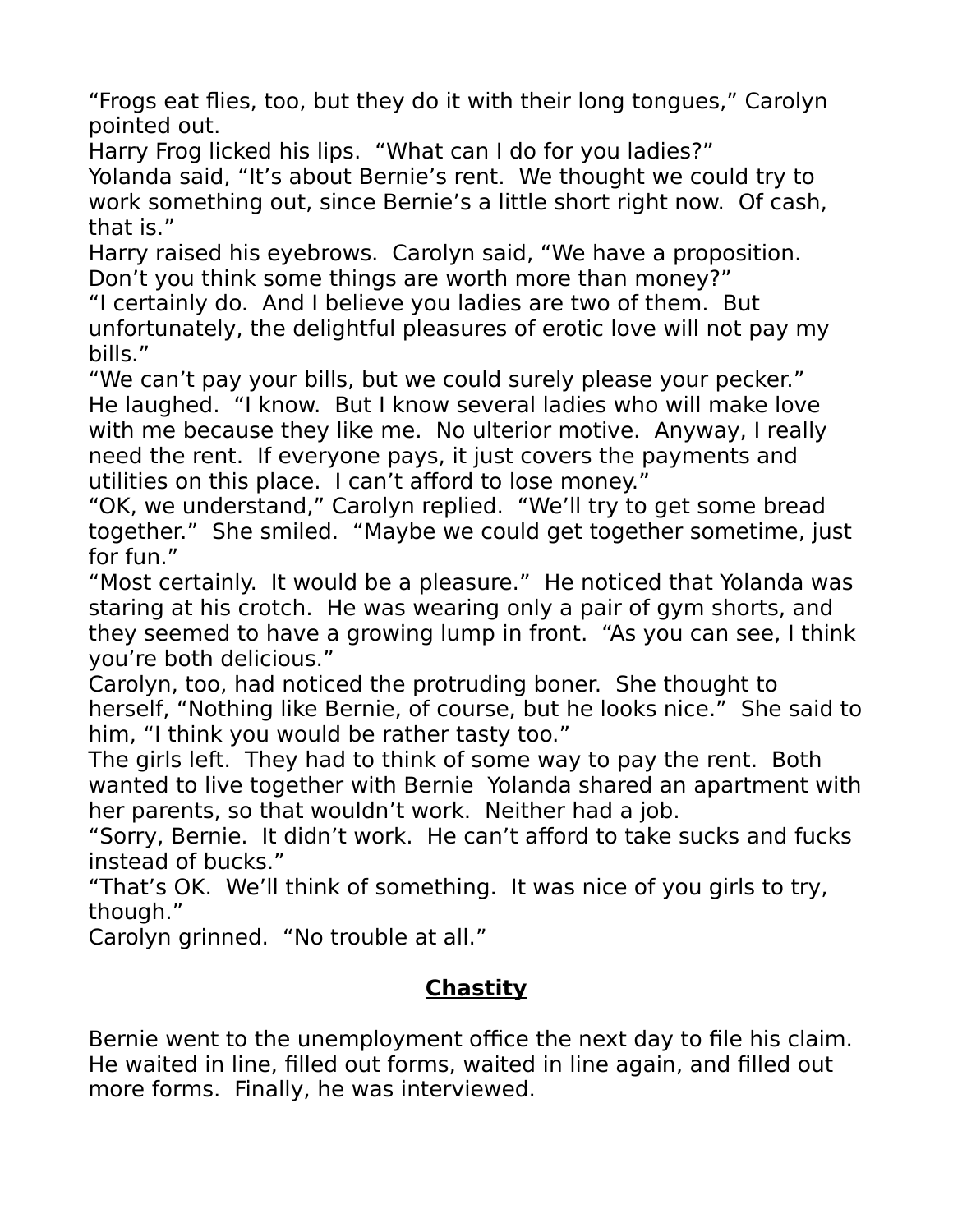"Frogs eat flies, too, but they do it with their long tongues," Carolyn pointed out.

Harry Frog licked his lips. "What can I do for you ladies?"

Yolanda said, "It's about Bernie's rent. We thought we could try to work something out, since Bernie's a little short right now. Of cash, that is."

Harry raised his eyebrows. Carolyn said, "We have a proposition. Don't you think some things are worth more than money?"

"I certainly do. And I believe you ladies are two of them. But unfortunately, the delightful pleasures of erotic love will not pay my bills."

"We can't pay your bills, but we could surely please your pecker."

He laughed. "I know. But I know several ladies who will make love with me because they like me. No ulterior motive. Anyway, I really need the rent. If everyone pays, it just covers the payments and utilities on this place. I can't afford to lose money."

"OK, we understand," Carolyn replied. "We'll try to get some bread together." She smiled. "Maybe we could get together sometime, just for fun."

"Most certainly. It would be a pleasure." He noticed that Yolanda was staring at his crotch. He was wearing only a pair of gym shorts, and they seemed to have a growing lump in front. "As you can see, I think you're both delicious."

Carolyn, too, had noticed the protruding boner. She thought to herself, "Nothing like Bernie, of course, but he looks nice." She said to him, "I think you would be rather tasty too."

The girls left. They had to think of some way to pay the rent. Both wanted to live together with Bernie Yolanda shared an apartment with her parents, so that wouldn't work. Neither had a job.

"Sorry, Bernie. It didn't work. He can't afford to take sucks and fucks instead of bucks."

"That's OK. We'll think of something. It was nice of you girls to try, though."

Carolyn grinned. "No trouble at all."

## **Chastity**

Bernie went to the unemployment office the next day to file his claim. He waited in line, filled out forms, waited in line again, and filled out more forms. Finally, he was interviewed.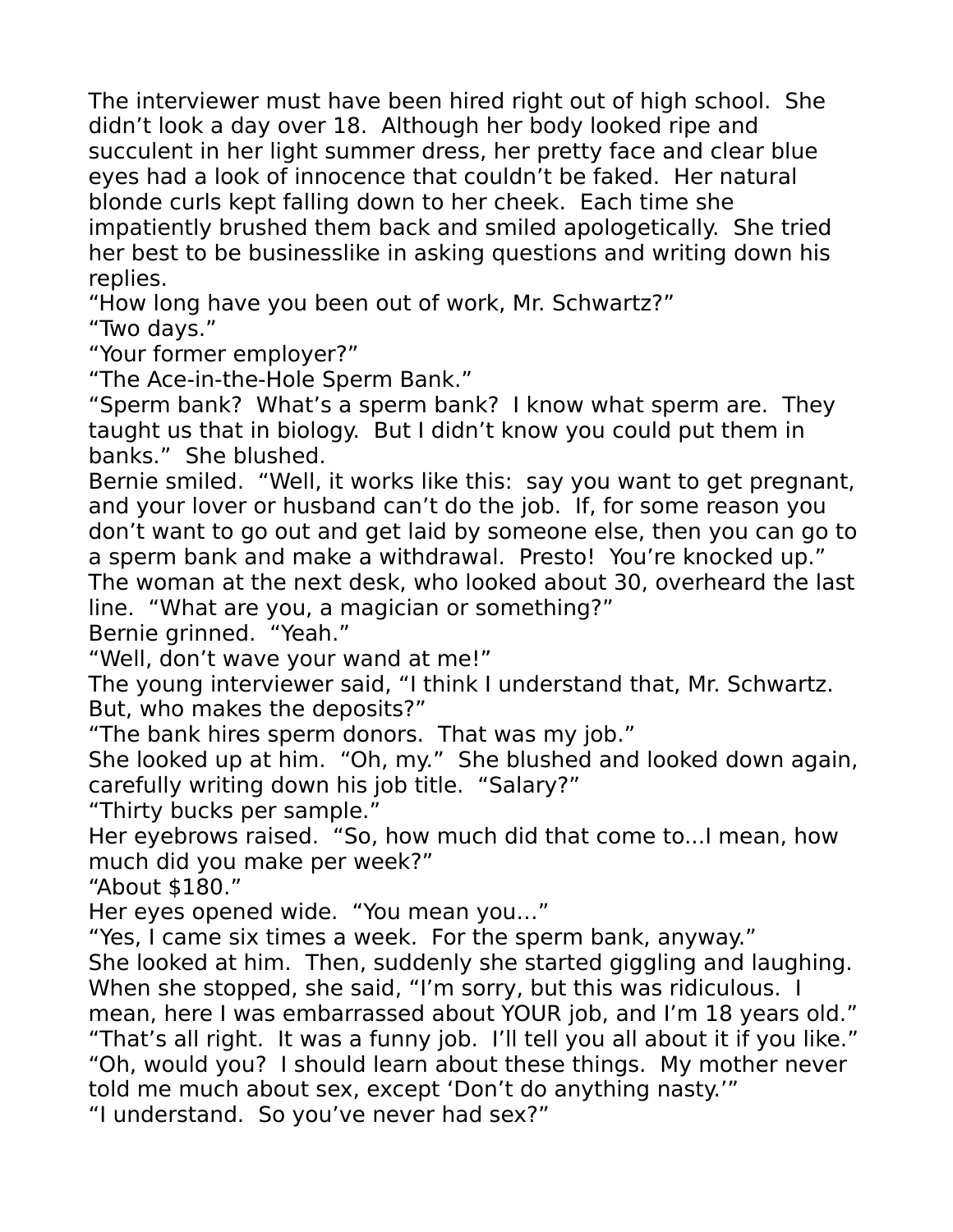The interviewer must have been hired right out of high school. She didn't look a day over 18. Although her body looked ripe and succulent in her light summer dress, her pretty face and clear blue eyes had a look of innocence that couldn't be faked. Her natural blonde curls kept falling down to her cheek. Each time she impatiently brushed them back and smiled apologetically. She tried her best to be businesslike in asking questions and writing down his replies.

"How long have you been out of work, Mr. Schwartz?"

"Two days."

"Your former employer?"

"The Ace-in-the-Hole Sperm Bank."

"Sperm bank? What's a sperm bank? I know what sperm are. They taught us that in biology. But I didn't know you could put them in banks." She blushed.

Bernie smiled. "Well, it works like this: say you want to get pregnant, and your lover or husband can't do the job. If, for some reason you don't want to go out and get laid by someone else, then you can go to a sperm bank and make a withdrawal. Presto! You're knocked up."

The woman at the next desk, who looked about 30, overheard the last line. "What are you, a magician or something?"

Bernie grinned. "Yeah."

"Well, don't wave your wand at me!"

The young interviewer said, "I think I understand that, Mr. Schwartz. But, who makes the deposits?"

"The bank hires sperm donors. That was my job."

She looked up at him. "Oh, my." She blushed and looked down again, carefully writing down his job title. "Salary?"

"Thirty bucks per sample."

Her eyebrows raised. "So, how much did that come to...I mean, how much did you make per week?"

"About $180."

Her eyes opened wide. "You mean you…"

"Yes, I came six times a week. For the sperm bank, anyway."

She looked at him. Then, suddenly she started giggling and laughing. When she stopped, she said, "I'm sorry, but this was ridiculous. I mean, here I was embarrassed about YOUR job, and I'm 18 years old."

"That's all right. It was a funny job. I'll tell you all about it if you like."

"Oh, would you? I should learn about these things. My mother never told me much about sex, except 'Don't do anything nasty.'"

"I understand. So you've never had sex?"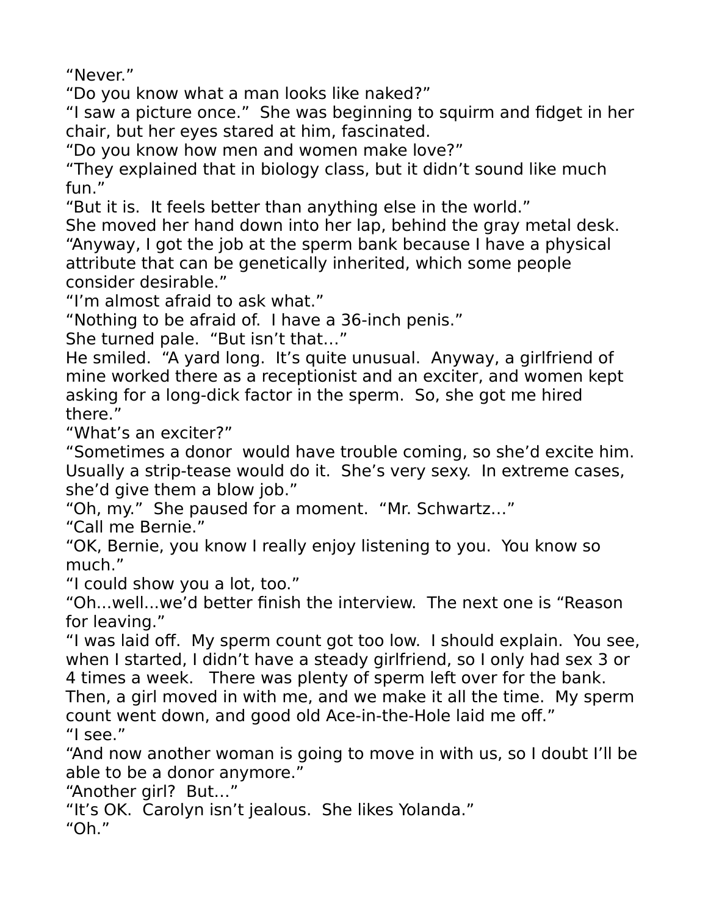"Never."

"Do you know what a man looks like naked?"

"I saw a picture once." She was beginning to squirm and fidget in her chair, but her eyes stared at him, fascinated.

"Do you know how men and women make love?"

"They explained that in biology class, but it didn't sound like much fun."

"But it is. It feels better than anything else in the world."

She moved her hand down into her lap, behind the gray metal desk.

"Anyway, I got the job at the sperm bank because I have a physical attribute that can be genetically inherited, which some people consider desirable."

"I'm almost afraid to ask what."

"Nothing to be afraid of. I have a 36-inch penis."

She turned pale. "But isn't that…"

He smiled. "A yard long. It's quite unusual. Anyway, a girlfriend of mine worked there as a receptionist and an exciter, and women kept asking for a long-dick factor in the sperm. So, she got me hired there."

"What's an exciter?"

"Sometimes a donor would have trouble coming, so she'd excite him. Usually a strip-tease would do it. She's very sexy. In extreme cases, she'd give them a blow job."

"Oh, my." She paused for a moment. "Mr. Schwartz…"

"Call me Bernie."

"OK, Bernie, you know I really enjoy listening to you. You know so much."

"I could show you a lot, too."

"Oh…well…we'd better finish the interview. The next one is "Reason for leaving."

"I was laid off. My sperm count got too low. I should explain. You see, when I started, I didn't have a steady girlfriend, so I only had sex 3 or 4 times a week. There was plenty of sperm left over for the bank. Then, a girl moved in with me, and we make it all the time. My sperm count went down, and good old Ace-in-the-Hole laid me off."

"I see."

"And now another woman is going to move in with us, so I doubt I'll be able to be a donor anymore."

"Another girl? But…"

"It's OK. Carolyn isn't jealous. She likes Yolanda."

"Oh."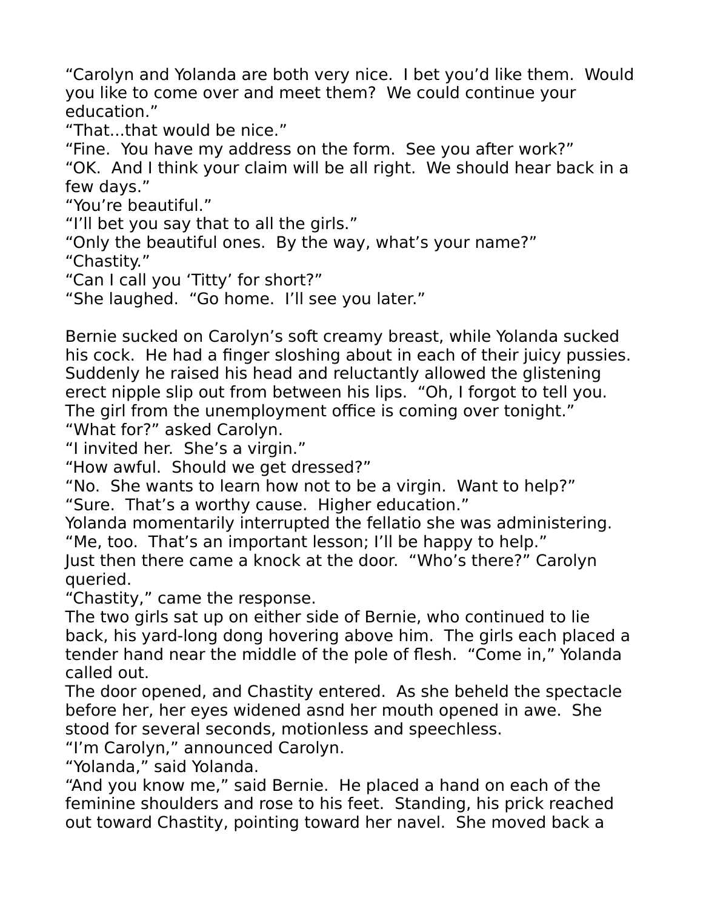"Carolyn and Yolanda are both very nice. I bet you'd like them. Would you like to come over and meet them? We could continue your education."

"That...that would be nice."

"Fine. You have my address on the form. See you after work?"

"OK. And I think your claim will be all right. We should hear back in a few days."

"You're beautiful."

"I'll bet you say that to all the girls."

"Only the beautiful ones. By the way, what's your name?"

"Chastity."

"Can I call you 'Titty' for short?"

"She laughed. "Go home. I'll see you later."

Bernie sucked on Carolyn's soft creamy breast, while Yolanda sucked his cock. He had a finger sloshing about in each of their juicy pussies. Suddenly he raised his head and reluctantly allowed the glistening erect nipple slip out from between his lips. "Oh, I forgot to tell you. The girl from the unemployment office is coming over tonight."

"What for?" asked Carolyn.

"I invited her. She's a virgin."

"How awful. Should we get dressed?"

"No. She wants to learn how not to be a virgin. Want to help?"

"Sure. That's a worthy cause. Higher education."

Yolanda momentarily interrupted the fellatio she was administering. "Me, too. That's an important lesson; I'll be happy to help."

Just then there came a knock at the door. "Who's there?" Carolyn queried.

"Chastity," came the response.

The two girls sat up on either side of Bernie, who continued to lie back, his yard-long dong hovering above him. The girls each placed a tender hand near the middle of the pole of flesh. "Come in," Yolanda called out.

The door opened, and Chastity entered. As she beheld the spectacle before her, her eyes widened asnd her mouth opened in awe. She stood for several seconds, motionless and speechless.

"I'm Carolyn," announced Carolyn.

"Yolanda," said Yolanda.

"And you know me," said Bernie. He placed a hand on each of the feminine shoulders and rose to his feet. Standing, his prick reached out toward Chastity, pointing toward her navel. She moved back a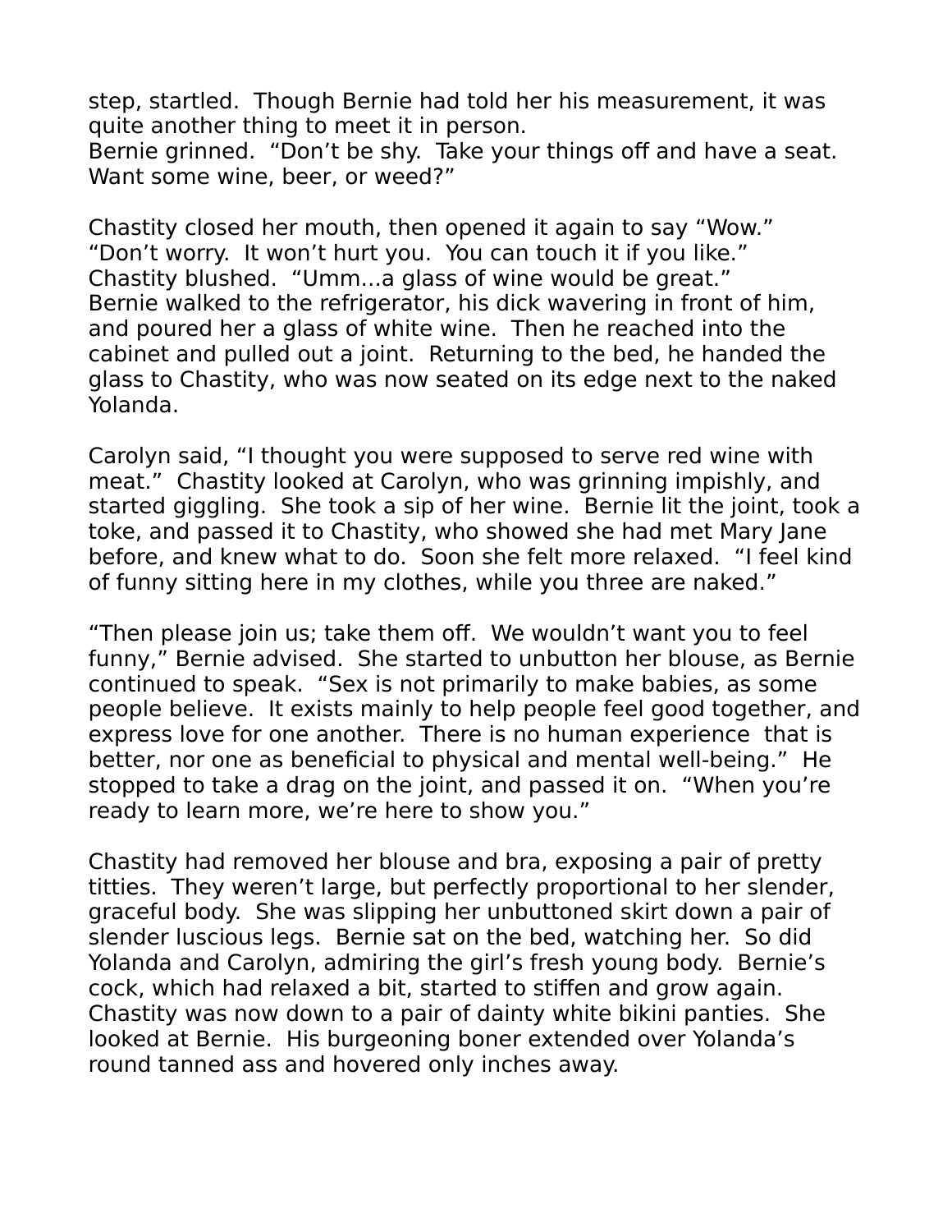step, startled. Though Bernie had told her his measurement, it was quite another thing to meet it in person.
Bernie grinned. "Don't be shy. Take your things off and have a seat. Want some wine, beer, or weed?"

Chastity closed her mouth, then opened it again to say "Wow."
"Don't worry. It won't hurt you. You can touch it if you like."
Chastity blushed. "Umm...a glass of wine would be great."
Bernie walked to the refrigerator, his dick wavering in front of him, and poured her a glass of white wine. Then he reached into the cabinet and pulled out a joint. Returning to the bed, he handed the glass to Chastity, who was now seated on its edge next to the naked Yolanda.

Carolyn said, "I thought you were supposed to serve red wine with meat." Chastity looked at Carolyn, who was grinning impishly, and started giggling. She took a sip of her wine. Bernie lit the joint, took a toke, and passed it to Chastity, who showed she had met Mary Jane before, and knew what to do. Soon she felt more relaxed. "I feel kind of funny sitting here in my clothes, while you three are naked."

"Then please join us; take them off. We wouldn't want you to feel funny," Bernie advised. She started to unbutton her blouse, as Bernie continued to speak. "Sex is not primarily to make babies, as some people believe. It exists mainly to help people feel good together, and express love for one another. There is no human experience that is better, nor one as beneficial to physical and mental well-being." He stopped to take a drag on the joint, and passed it on. "When you're ready to learn more, we're here to show you."

Chastity had removed her blouse and bra, exposing a pair of pretty titties. They weren't large, but perfectly proportional to her slender, graceful body. She was slipping her unbuttoned skirt down a pair of slender luscious legs. Bernie sat on the bed, watching her. So did Yolanda and Carolyn, admiring the girl's fresh young body. Bernie's cock, which had relaxed a bit, started to stiffen and grow again. Chastity was now down to a pair of dainty white bikini panties. She looked at Bernie. His burgeoning boner extended over Yolanda's round tanned ass and hovered only inches away.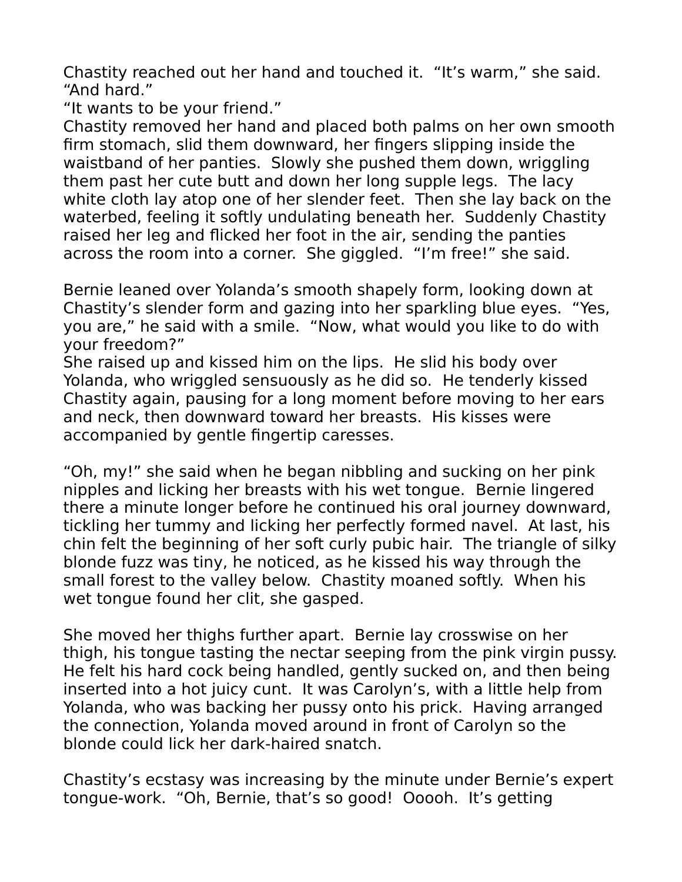Chastity reached out her hand and touched it. "It's warm," she said. "And hard."

"It wants to be your friend."

Chastity removed her hand and placed both palms on her own smooth firm stomach, slid them downward, her fingers slipping inside the waistband of her panties. Slowly she pushed them down, wriggling them past her cute butt and down her long supple legs. The lacy white cloth lay atop one of her slender feet. Then she lay back on the waterbed, feeling it softly undulating beneath her. Suddenly Chastity raised her leg and flicked her foot in the air, sending the panties across the room into a corner. She giggled. "I'm free!" she said.

Bernie leaned over Yolanda's smooth shapely form, looking down at Chastity's slender form and gazing into her sparkling blue eyes. "Yes, you are," he said with a smile. "Now, what would you like to do with your freedom?"

She raised up and kissed him on the lips. He slid his body over Yolanda, who wriggled sensuously as he did so. He tenderly kissed Chastity again, pausing for a long moment before moving to her ears and neck, then downward toward her breasts. His kisses were accompanied by gentle fingertip caresses.

"Oh, my!" she said when he began nibbling and sucking on her pink nipples and licking her breasts with his wet tongue. Bernie lingered there a minute longer before he continued his oral journey downward, tickling her tummy and licking her perfectly formed navel. At last, his chin felt the beginning of her soft curly pubic hair. The triangle of silky blonde fuzz was tiny, he noticed, as he kissed his way through the small forest to the valley below. Chastity moaned softly. When his wet tongue found her clit, she gasped.

She moved her thighs further apart. Bernie lay crosswise on her thigh, his tongue tasting the nectar seeping from the pink virgin pussy. He felt his hard cock being handled, gently sucked on, and then being inserted into a hot juicy cunt. It was Carolyn's, with a little help from Yolanda, who was backing her pussy onto his prick. Having arranged the connection, Yolanda moved around in front of Carolyn so the blonde could lick her dark-haired snatch.

Chastity's ecstasy was increasing by the minute under Bernie's expert tongue-work. "Oh, Bernie, that's so good! Ooooh. It's getting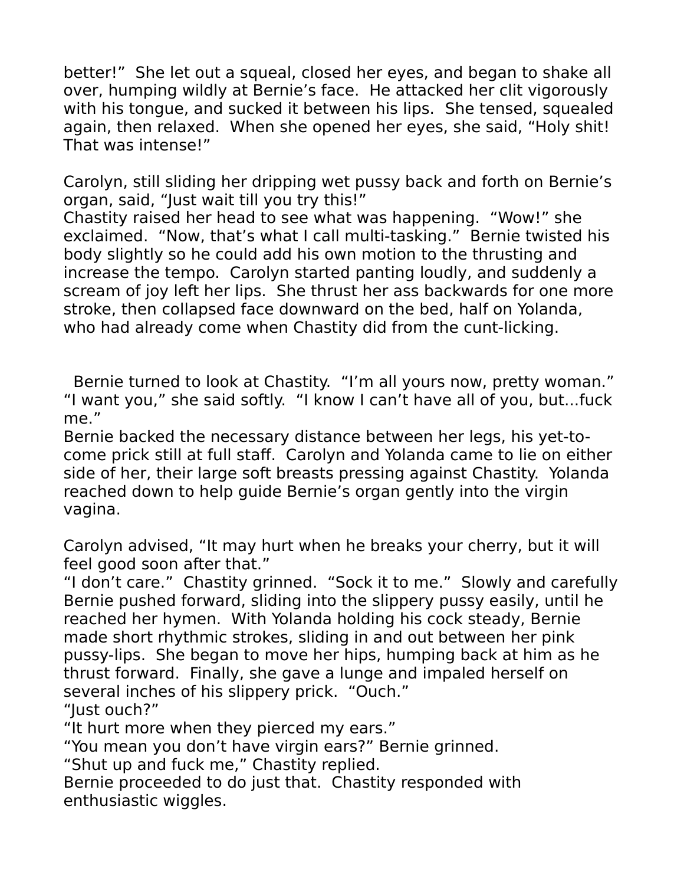better!" She let out a squeal, closed her eyes, and began to shake all over, humping wildly at Bernie's face. He attacked her clit vigorously with his tongue, and sucked it between his lips. She tensed, squealed again, then relaxed. When she opened her eyes, she said, "Holy shit! That was intense!"

Carolyn, still sliding her dripping wet pussy back and forth on Bernie's organ, said, "Just wait till you try this!"
Chastity raised her head to see what was happening. "Wow!" she exclaimed. "Now, that's what I call multi-tasking." Bernie twisted his body slightly so he could add his own motion to the thrusting and increase the tempo. Carolyn started panting loudly, and suddenly a scream of joy left her lips. She thrust her ass backwards for one more stroke, then collapsed face downward on the bed, half on Yolanda, who had already come when Chastity did from the cunt-licking.

Bernie turned to look at Chastity. "I'm all yours now, pretty woman."
"I want you," she said softly. "I know I can't have all of you, but...fuck me."
Bernie backed the necessary distance between her legs, his yet-to-come prick still at full staff. Carolyn and Yolanda came to lie on either side of her, their large soft breasts pressing against Chastity. Yolanda reached down to help guide Bernie's organ gently into the virgin vagina.

Carolyn advised, "It may hurt when he breaks your cherry, but it will feel good soon after that."
"I don't care." Chastity grinned. "Sock it to me." Slowly and carefully Bernie pushed forward, sliding into the slippery pussy easily, until he reached her hymen. With Yolanda holding his cock steady, Bernie made short rhythmic strokes, sliding in and out between her pink pussy-lips. She began to move her hips, humping back at him as he thrust forward. Finally, she gave a lunge and impaled herself on several inches of his slippery prick. "Ouch."
"Just ouch?"
"It hurt more when they pierced my ears."
"You mean you don't have virgin ears?" Bernie grinned.
"Shut up and fuck me," Chastity replied.
Bernie proceeded to do just that. Chastity responded with enthusiastic wiggles.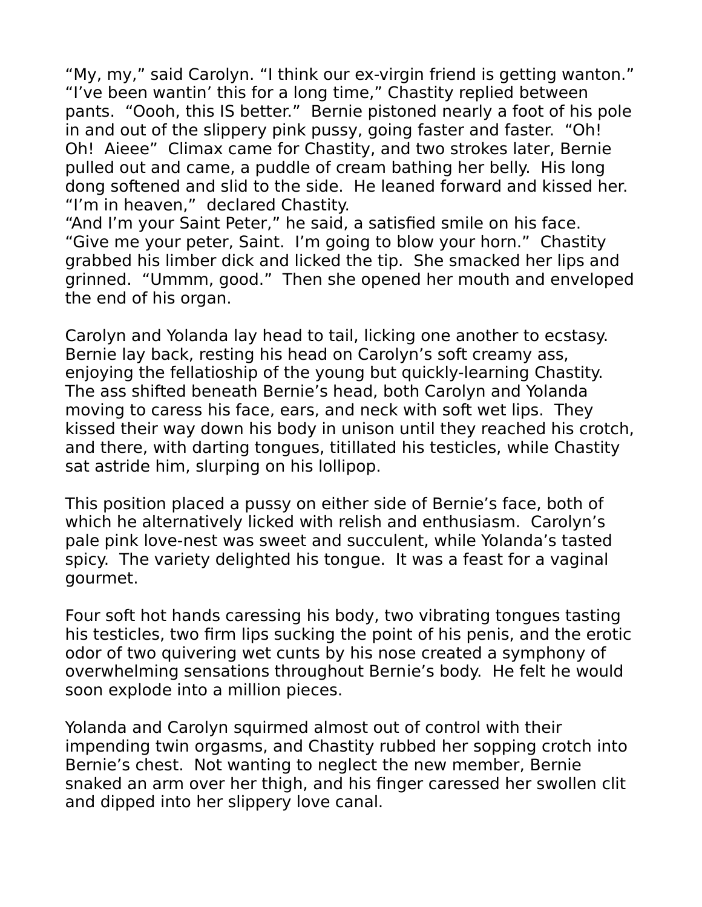"My, my," said Carolyn. "I think our ex-virgin friend is getting wanton."
"I've been wantin' this for a long time," Chastity replied between pants. "Oooh, this IS better." Bernie pistoned nearly a foot of his pole in and out of the slippery pink pussy, going faster and faster. "Oh! Oh! Aieee" Climax came for Chastity, and two strokes later, Bernie pulled out and came, a puddle of cream bathing her belly. His long dong softened and slid to the side. He leaned forward and kissed her.
"I'm in heaven," declared Chastity.
"And I'm your Saint Peter," he said, a satisfied smile on his face.
"Give me your peter, Saint. I'm going to blow your horn." Chastity grabbed his limber dick and licked the tip. She smacked her lips and grinned. "Ummm, good." Then she opened her mouth and enveloped the end of his organ.

Carolyn and Yolanda lay head to tail, licking one another to ecstasy. Bernie lay back, resting his head on Carolyn's soft creamy ass, enjoying the fellatioship of the young but quickly-learning Chastity. The ass shifted beneath Bernie's head, both Carolyn and Yolanda moving to caress his face, ears, and neck with soft wet lips. They kissed their way down his body in unison until they reached his crotch, and there, with darting tongues, titillated his testicles, while Chastity sat astride him, slurping on his lollipop.

This position placed a pussy on either side of Bernie's face, both of which he alternatively licked with relish and enthusiasm. Carolyn's pale pink love-nest was sweet and succulent, while Yolanda's tasted spicy. The variety delighted his tongue. It was a feast for a vaginal gourmet.

Four soft hot hands caressing his body, two vibrating tongues tasting his testicles, two firm lips sucking the point of his penis, and the erotic odor of two quivering wet cunts by his nose created a symphony of overwhelming sensations throughout Bernie's body. He felt he would soon explode into a million pieces.

Yolanda and Carolyn squirmed almost out of control with their impending twin orgasms, and Chastity rubbed her sopping crotch into Bernie's chest. Not wanting to neglect the new member, Bernie snaked an arm over her thigh, and his finger caressed her swollen clit and dipped into her slippery love canal.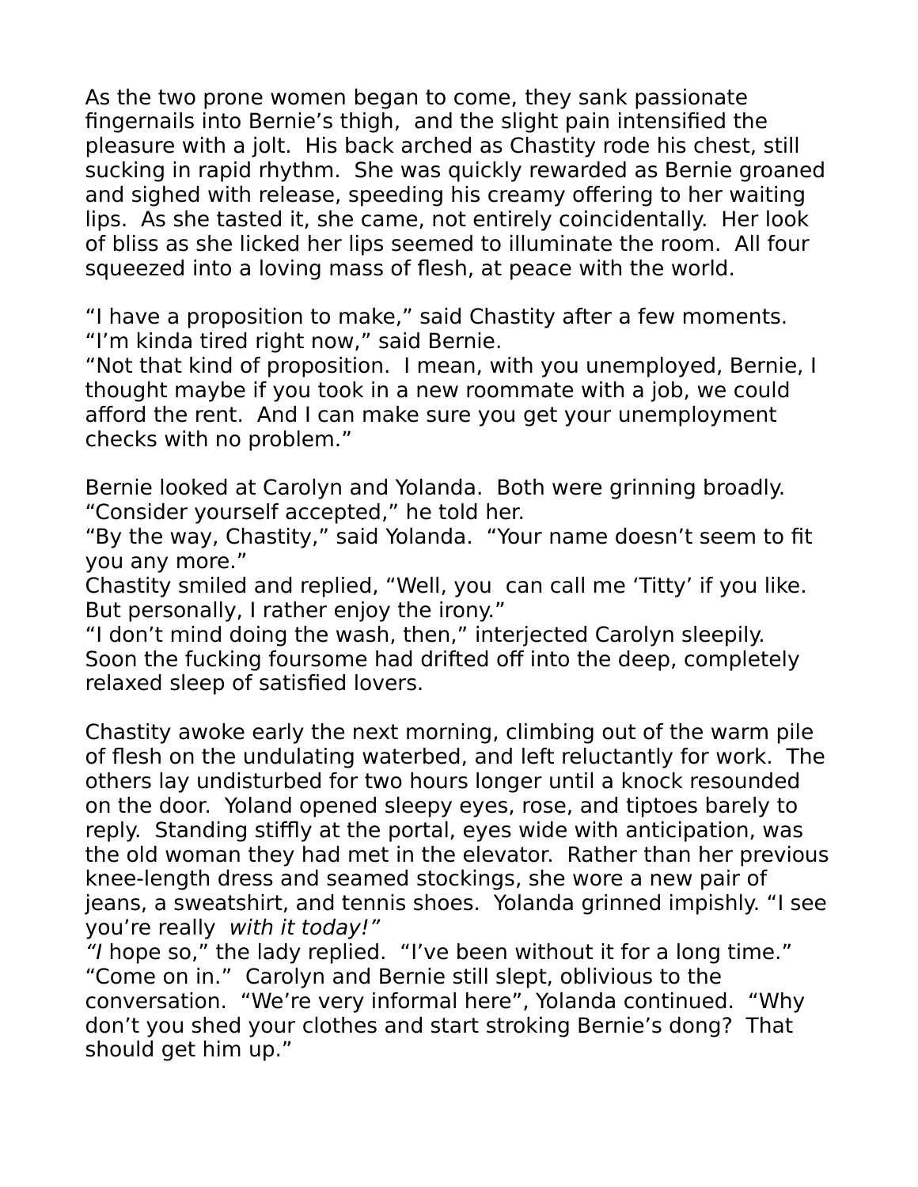As the two prone women began to come, they sank passionate fingernails into Bernie's thigh,  and the slight pain intensified the pleasure with a jolt.  His back arched as Chastity rode his chest, still sucking in rapid rhythm.  She was quickly rewarded as Bernie groaned and sighed with release, speeding his creamy offering to her waiting lips.  As she tasted it, she came, not entirely coincidentally.  Her look of bliss as she licked her lips seemed to illuminate the room.  All four squeezed into a loving mass of flesh, at peace with the world.

"I have a proposition to make," said Chastity after a few moments.
"I'm kinda tired right now," said Bernie.
"Not that kind of proposition.  I mean, with you unemployed, Bernie, I thought maybe if you took in a new roommate with a job, we could afford the rent.  And I can make sure you get your unemployment checks with no problem."

Bernie looked at Carolyn and Yolanda.  Both were grinning broadly.
"Consider yourself accepted," he told her.
"By the way, Chastity," said Yolanda.  "Your name doesn't seem to fit you any more."
Chastity smiled and replied, "Well, you  can call me 'Titty' if you like.  But personally, I rather enjoy the irony."
"I don't mind doing the wash, then," interjected Carolyn sleepily.
Soon the fucking foursome had drifted off into the deep, completely relaxed sleep of satisfied lovers.

Chastity awoke early the next morning, climbing out of the warm pile of flesh on the undulating waterbed, and left reluctantly for work.  The others lay undisturbed for two hours longer until a knock resounded on the door.  Yoland opened sleepy eyes, rose, and tiptoes barely to reply.  Standing stiffly at the portal, eyes wide with anticipation, was the old woman they had met in the elevator.  Rather than her previous knee-length dress and seamed stockings, she wore a new pair of jeans, a sweatshirt, and tennis shoes.  Yolanda grinned impishly. "I see you're really  *with it today!"*
*"I* hope so," the lady replied.  "I've been without it for a long time."
"Come on in."  Carolyn and Bernie still slept, oblivious to the conversation.  "We're very informal here", Yolanda continued.  "Why don't you shed your clothes and start stroking Bernie's dong?  That should get him up."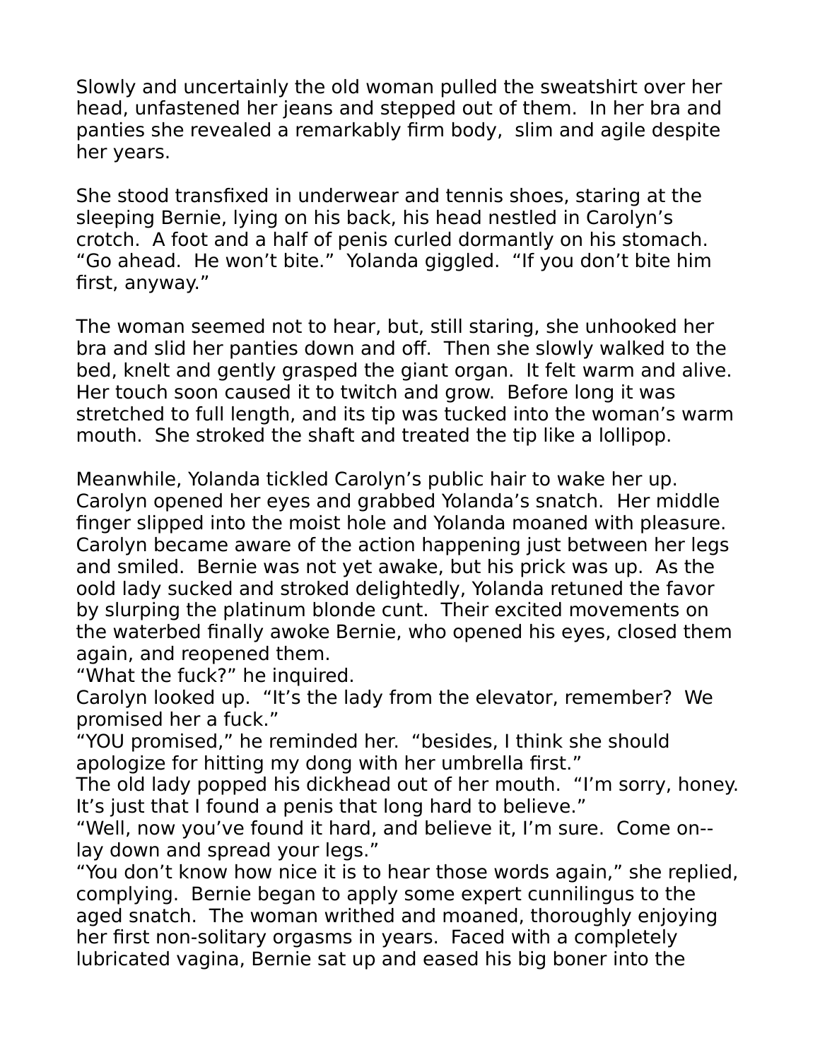Slowly and uncertainly the old woman pulled the sweatshirt over her head, unfastened her jeans and stepped out of them. In her bra and panties she revealed a remarkably firm body, slim and agile despite her years.

She stood transfixed in underwear and tennis shoes, staring at the sleeping Bernie, lying on his back, his head nestled in Carolyn's crotch. A foot and a half of penis curled dormantly on his stomach. "Go ahead. He won't bite." Yolanda giggled. "If you don't bite him first, anyway."

The woman seemed not to hear, but, still staring, she unhooked her bra and slid her panties down and off. Then she slowly walked to the bed, knelt and gently grasped the giant organ. It felt warm and alive. Her touch soon caused it to twitch and grow. Before long it was stretched to full length, and its tip was tucked into the woman's warm mouth. She stroked the shaft and treated the tip like a lollipop.

Meanwhile, Yolanda tickled Carolyn's public hair to wake her up. Carolyn opened her eyes and grabbed Yolanda's snatch. Her middle finger slipped into the moist hole and Yolanda moaned with pleasure. Carolyn became aware of the action happening just between her legs and smiled. Bernie was not yet awake, but his prick was up. As the oold lady sucked and stroked delightedly, Yolanda retuned the favor by slurping the platinum blonde cunt. Their excited movements on the waterbed finally awoke Bernie, who opened his eyes, closed them again, and reopened them.
"What the fuck?" he inquired.
Carolyn looked up. "It's the lady from the elevator, remember? We promised her a fuck."
"YOU promised," he reminded her. "besides, I think she should apologize for hitting my dong with her umbrella first."
The old lady popped his dickhead out of her mouth. "I'm sorry, honey. It's just that I found a penis that long hard to believe."
"Well, now you've found it hard, and believe it, I'm sure. Come on--lay down and spread your legs."
"You don't know how nice it is to hear those words again," she replied, complying. Bernie began to apply some expert cunnilingus to the aged snatch. The woman writhed and moaned, thoroughly enjoying her first non-solitary orgasms in years. Faced with a completely lubricated vagina, Bernie sat up and eased his big boner into the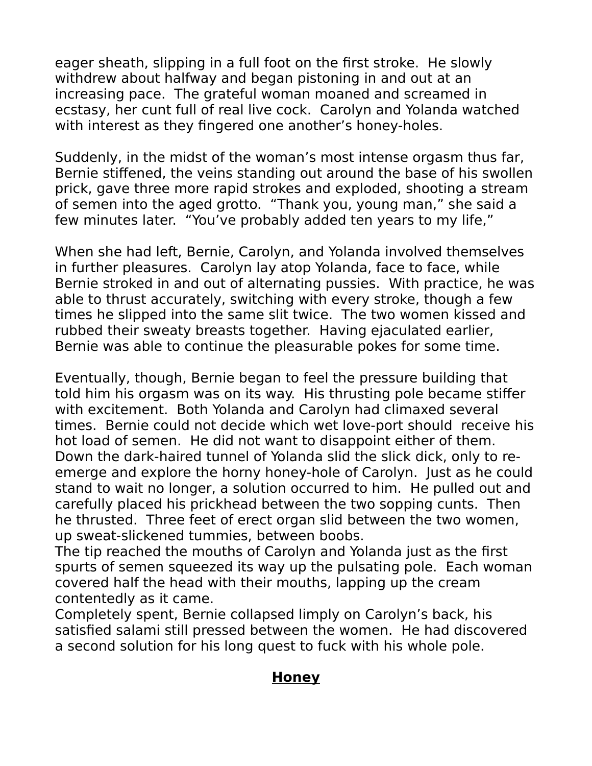eager sheath, slipping in a full foot on the first stroke. He slowly withdrew about halfway and began pistoning in and out at an increasing pace. The grateful woman moaned and screamed in ecstasy, her cunt full of real live cock. Carolyn and Yolanda watched with interest as they fingered one another's honey-holes.

Suddenly, in the midst of the woman's most intense orgasm thus far, Bernie stiffened, the veins standing out around the base of his swollen prick, gave three more rapid strokes and exploded, shooting a stream of semen into the aged grotto. "Thank you, young man," she said a few minutes later. "You've probably added ten years to my life,"

When she had left, Bernie, Carolyn, and Yolanda involved themselves in further pleasures. Carolyn lay atop Yolanda, face to face, while Bernie stroked in and out of alternating pussies. With practice, he was able to thrust accurately, switching with every stroke, though a few times he slipped into the same slit twice. The two women kissed and rubbed their sweaty breasts together. Having ejaculated earlier, Bernie was able to continue the pleasurable pokes for some time.

Eventually, though, Bernie began to feel the pressure building that told him his orgasm was on its way. His thrusting pole became stiffer with excitement. Both Yolanda and Carolyn had climaxed several times. Bernie could not decide which wet love-port should receive his hot load of semen. He did not want to disappoint either of them. Down the dark-haired tunnel of Yolanda slid the slick dick, only to re-emerge and explore the horny honey-hole of Carolyn. Just as he could stand to wait no longer, a solution occurred to him. He pulled out and carefully placed his prickhead between the two sopping cunts. Then he thrusted. Three feet of erect organ slid between the two women, up sweat-slickened tummies, between boobs.
The tip reached the mouths of Carolyn and Yolanda just as the first spurts of semen squeezed its way up the pulsating pole. Each woman covered half the head with their mouths, lapping up the cream contentedly as it came.
Completely spent, Bernie collapsed limply on Carolyn's back, his satisfied salami still pressed between the women. He had discovered a second solution for his long quest to fuck with his whole pole.

## **Honey**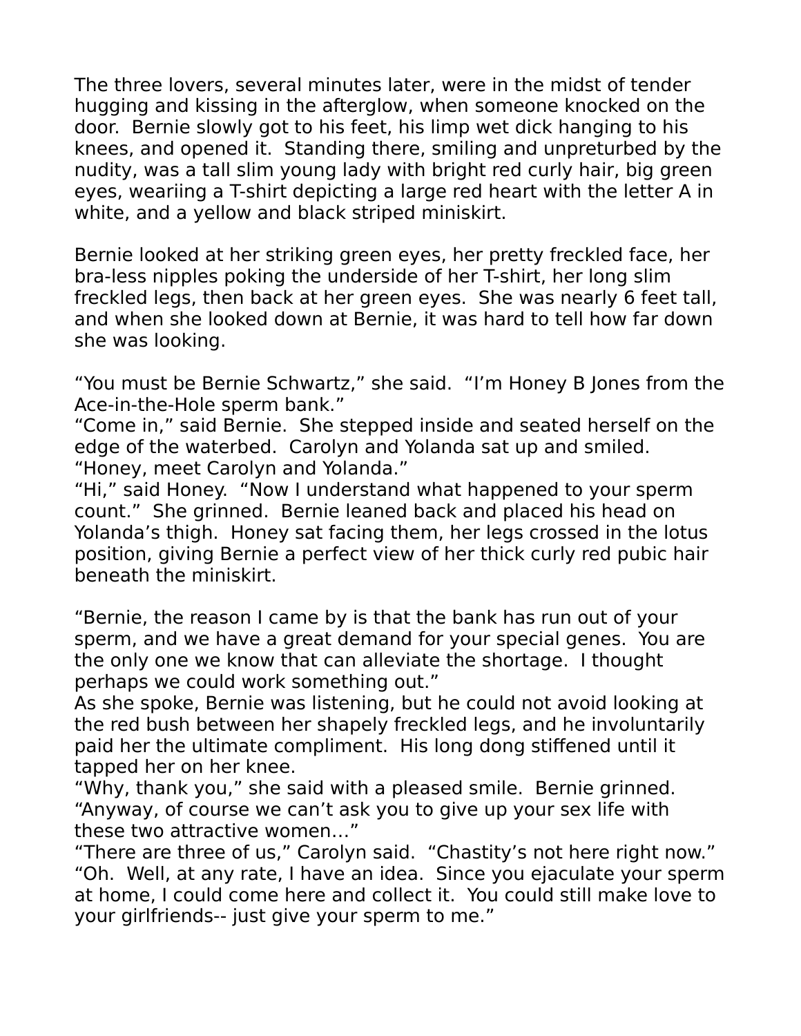The three lovers, several minutes later, were in the midst of tender hugging and kissing in the afterglow, when someone knocked on the door.  Bernie slowly got to his feet, his limp wet dick hanging to his knees, and opened it.  Standing there, smiling and unpreturbed by the nudity, was a tall slim young lady with bright red curly hair, big green eyes, weariing a T-shirt depicting a large red heart with the letter A in white, and a yellow and black striped miniskirt.

Bernie looked at her striking green eyes, her pretty freckled face, her bra-less nipples poking the underside of her T-shirt, her long slim freckled legs, then back at her green eyes.  She was nearly 6 feet tall, and when she looked down at Bernie, it was hard to tell how far down she was looking.

"You must be Bernie Schwartz," she said.  "I'm Honey B Jones from the Ace-in-the-Hole sperm bank."
"Come in," said Bernie.  She stepped inside and seated herself on the edge of the waterbed.  Carolyn and Yolanda sat up and smiled.
"Honey, meet Carolyn and Yolanda."
"Hi," said Honey.  "Now I understand what happened to your sperm count."  She grinned.  Bernie leaned back and placed his head on Yolanda's thigh.  Honey sat facing them, her legs crossed in the lotus position, giving Bernie a perfect view of her thick curly red pubic hair beneath the miniskirt.

"Bernie, the reason I came by is that the bank has run out of your sperm, and we have a great demand for your special genes.  You are the only one we know that can alleviate the shortage.  I thought perhaps we could work something out."
As she spoke, Bernie was listening, but he could not avoid looking at the red bush between her shapely freckled legs, and he involuntarily paid her the ultimate compliment.  His long dong stiffened until it tapped her on her knee.
"Why, thank you," she said with a pleased smile.  Bernie grinned.
"Anyway, of course we can't ask you to give up your sex life with these two attractive women…"
"There are three of us," Carolyn said.  "Chastity's not here right now."
"Oh.  Well, at any rate, I have an idea.  Since you ejaculate your sperm at home, I could come here and collect it.  You could still make love to your girlfriends-- just give your sperm to me."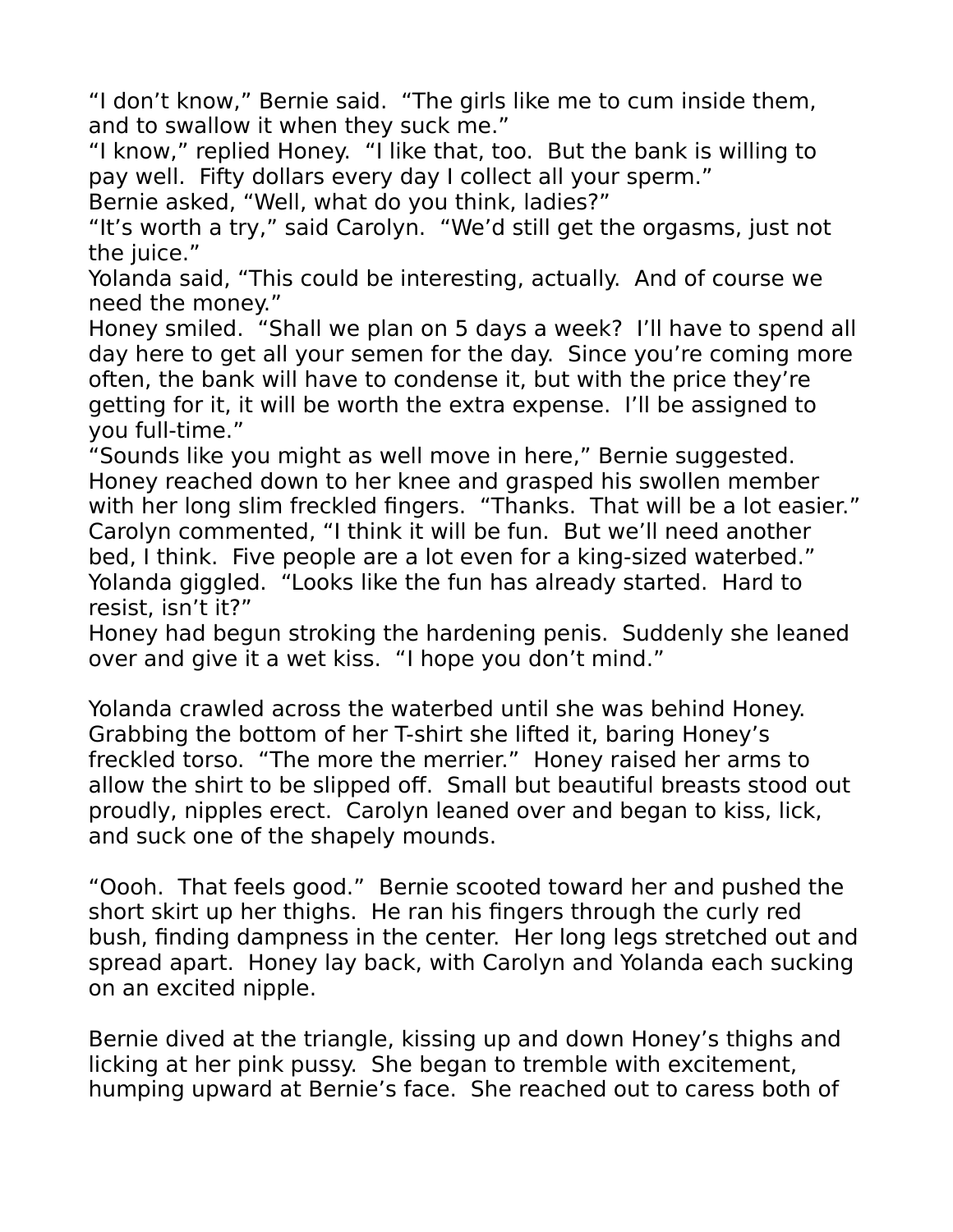"I don't know," Bernie said.  "The girls like me to cum inside them, and to swallow it when they suck me."
"I know," replied Honey.  "I like that, too.  But the bank is willing to pay well.  Fifty dollars every day I collect all your sperm."
Bernie asked, "Well, what do you think, ladies?"
"It's worth a try," said Carolyn.  "We'd still get the orgasms, just not the juice."
Yolanda said, "This could be interesting, actually.  And of course we need the money."
Honey smiled.  "Shall we plan on 5 days a week?  I'll have to spend all day here to get all your semen for the day.  Since you're coming more often, the bank will have to condense it, but with the price they're getting for it, it will be worth the extra expense.  I'll be assigned to you full-time."
"Sounds like you might as well move in here," Bernie suggested.
Honey reached down to her knee and grasped his swollen member with her long slim freckled fingers.  "Thanks.  That will be a lot easier."
Carolyn commented, "I think it will be fun.  But we'll need another bed, I think.  Five people are a lot even for a king-sized waterbed."
Yolanda giggled.  "Looks like the fun has already started.  Hard to resist, isn't it?"
Honey had begun stroking the hardening penis.  Suddenly she leaned over and give it a wet kiss.  "I hope you don't mind."

Yolanda crawled across the waterbed until she was behind Honey.  Grabbing the bottom of her T-shirt she lifted it, baring Honey's freckled torso.  "The more the merrier."  Honey raised her arms to allow the shirt to be slipped off.  Small but beautiful breasts stood out proudly, nipples erect.  Carolyn leaned over and began to kiss, lick, and suck one of the shapely mounds.

"Oooh.  That feels good."  Bernie scooted toward her and pushed the short skirt up her thighs.  He ran his fingers through the curly red bush, finding dampness in the center.  Her long legs stretched out and spread apart.  Honey lay back, with Carolyn and Yolanda each sucking on an excited nipple.

Bernie dived at the triangle, kissing up and down Honey's thighs and licking at her pink pussy.  She began to tremble with excitement, humping upward at Bernie's face.  She reached out to caress both of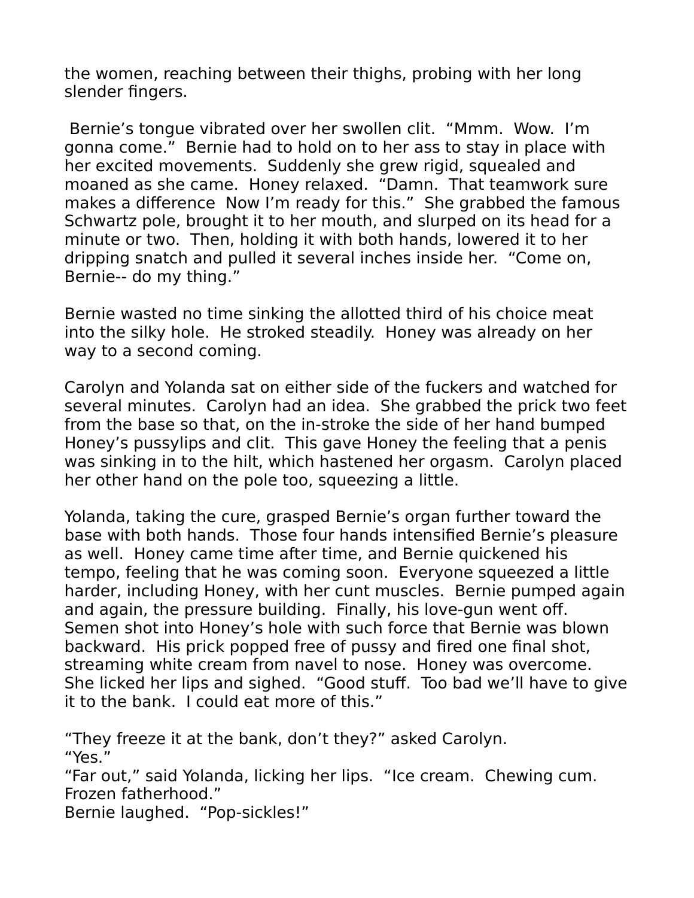the women, reaching between their thighs, probing with her long slender fingers.

Bernie's tongue vibrated over her swollen clit. "Mmm. Wow. I'm gonna come." Bernie had to hold on to her ass to stay in place with her excited movements. Suddenly she grew rigid, squealed and moaned as she came. Honey relaxed. "Damn. That teamwork sure makes a difference Now I'm ready for this." She grabbed the famous Schwartz pole, brought it to her mouth, and slurped on its head for a minute or two. Then, holding it with both hands, lowered it to her dripping snatch and pulled it several inches inside her. "Come on, Bernie-- do my thing."

Bernie wasted no time sinking the allotted third of his choice meat into the silky hole. He stroked steadily. Honey was already on her way to a second coming.

Carolyn and Yolanda sat on either side of the fuckers and watched for several minutes. Carolyn had an idea. She grabbed the prick two feet from the base so that, on the in-stroke the side of her hand bumped Honey's pussylips and clit. This gave Honey the feeling that a penis was sinking in to the hilt, which hastened her orgasm. Carolyn placed her other hand on the pole too, squeezing a little.

Yolanda, taking the cure, grasped Bernie's organ further toward the base with both hands. Those four hands intensified Bernie's pleasure as well. Honey came time after time, and Bernie quickened his tempo, feeling that he was coming soon. Everyone squeezed a little harder, including Honey, with her cunt muscles. Bernie pumped again and again, the pressure building. Finally, his love-gun went off. Semen shot into Honey's hole with such force that Bernie was blown backward. His prick popped free of pussy and fired one final shot, streaming white cream from navel to nose. Honey was overcome. She licked her lips and sighed. "Good stuff. Too bad we'll have to give it to the bank. I could eat more of this."

"They freeze it at the bank, don't they?" asked Carolyn.
"Yes."
"Far out," said Yolanda, licking her lips. "Ice cream. Chewing cum. Frozen fatherhood."
Bernie laughed. "Pop-sickles!"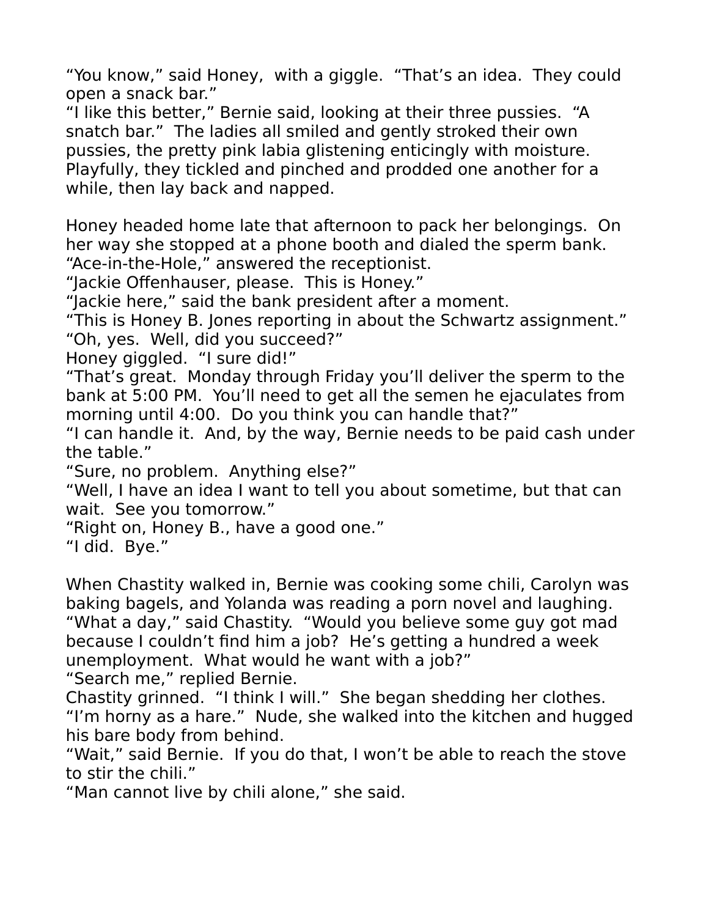"You know," said Honey, with a giggle. "That's an idea. They could open a snack bar."
"I like this better," Bernie said, looking at their three pussies. "A snatch bar." The ladies all smiled and gently stroked their own pussies, the pretty pink labia glistening enticingly with moisture. Playfully, they tickled and pinched and prodded one another for a while, then lay back and napped.

Honey headed home late that afternoon to pack her belongings. On her way she stopped at a phone booth and dialed the sperm bank.
"Ace-in-the-Hole," answered the receptionist.
"Jackie Offenhauser, please. This is Honey."
"Jackie here," said the bank president after a moment.
"This is Honey B. Jones reporting in about the Schwartz assignment."
"Oh, yes. Well, did you succeed?"
Honey giggled. "I sure did!"
"That's great. Monday through Friday you'll deliver the sperm to the bank at 5:00 PM. You'll need to get all the semen he ejaculates from morning until 4:00. Do you think you can handle that?"
"I can handle it. And, by the way, Bernie needs to be paid cash under the table."
"Sure, no problem. Anything else?"
"Well, I have an idea I want to tell you about sometime, but that can wait. See you tomorrow."
"Right on, Honey B., have a good one."
"I did. Bye."

When Chastity walked in, Bernie was cooking some chili, Carolyn was baking bagels, and Yolanda was reading a porn novel and laughing.
"What a day," said Chastity. "Would you believe some guy got mad because I couldn't find him a job? He's getting a hundred a week unemployment. What would he want with a job?"
"Search me," replied Bernie.
Chastity grinned. "I think I will." She began shedding her clothes. "I'm horny as a hare." Nude, she walked into the kitchen and hugged his bare body from behind.
"Wait," said Bernie. If you do that, I won't be able to reach the stove to stir the chili."
"Man cannot live by chili alone," she said.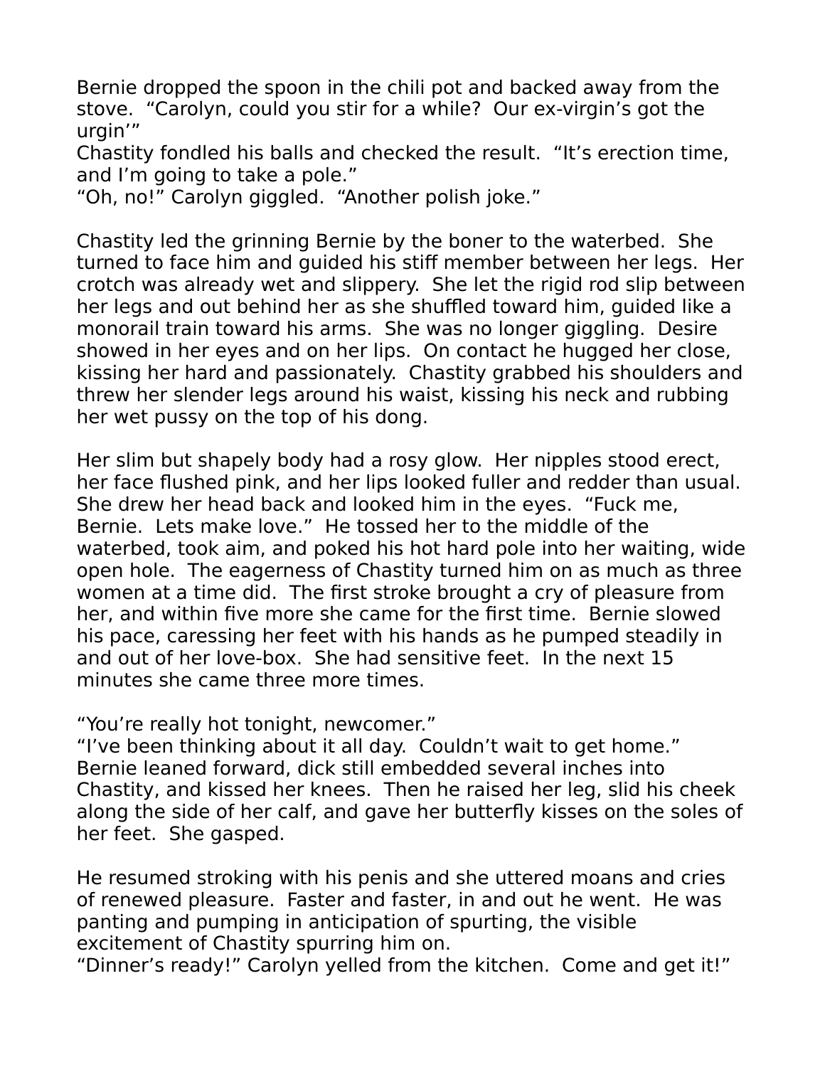Bernie dropped the spoon in the chili pot and backed away from the stove. "Carolyn, could you stir for a while? Our ex-virgin's got the urgin'"
Chastity fondled his balls and checked the result. "It's erection time, and I'm going to take a pole."
"Oh, no!" Carolyn giggled. "Another polish joke."

Chastity led the grinning Bernie by the boner to the waterbed. She turned to face him and guided his stiff member between her legs. Her crotch was already wet and slippery. She let the rigid rod slip between her legs and out behind her as she shuffled toward him, guided like a monorail train toward his arms. She was no longer giggling. Desire showed in her eyes and on her lips. On contact he hugged her close, kissing her hard and passionately. Chastity grabbed his shoulders and threw her slender legs around his waist, kissing his neck and rubbing her wet pussy on the top of his dong.

Her slim but shapely body had a rosy glow. Her nipples stood erect, her face flushed pink, and her lips looked fuller and redder than usual. She drew her head back and looked him in the eyes. "Fuck me, Bernie. Lets make love." He tossed her to the middle of the waterbed, took aim, and poked his hot hard pole into her waiting, wide open hole. The eagerness of Chastity turned him on as much as three women at a time did. The first stroke brought a cry of pleasure from her, and within five more she came for the first time. Bernie slowed his pace, caressing her feet with his hands as he pumped steadily in and out of her love-box. She had sensitive feet. In the next 15 minutes she came three more times.

"You're really hot tonight, newcomer."
"I've been thinking about it all day. Couldn't wait to get home."
Bernie leaned forward, dick still embedded several inches into Chastity, and kissed her knees. Then he raised her leg, slid his cheek along the side of her calf, and gave her butterfly kisses on the soles of her feet. She gasped.

He resumed stroking with his penis and she uttered moans and cries of renewed pleasure. Faster and faster, in and out he went. He was panting and pumping in anticipation of spurting, the visible excitement of Chastity spurring him on.
"Dinner's ready!" Carolyn yelled from the kitchen. Come and get it!"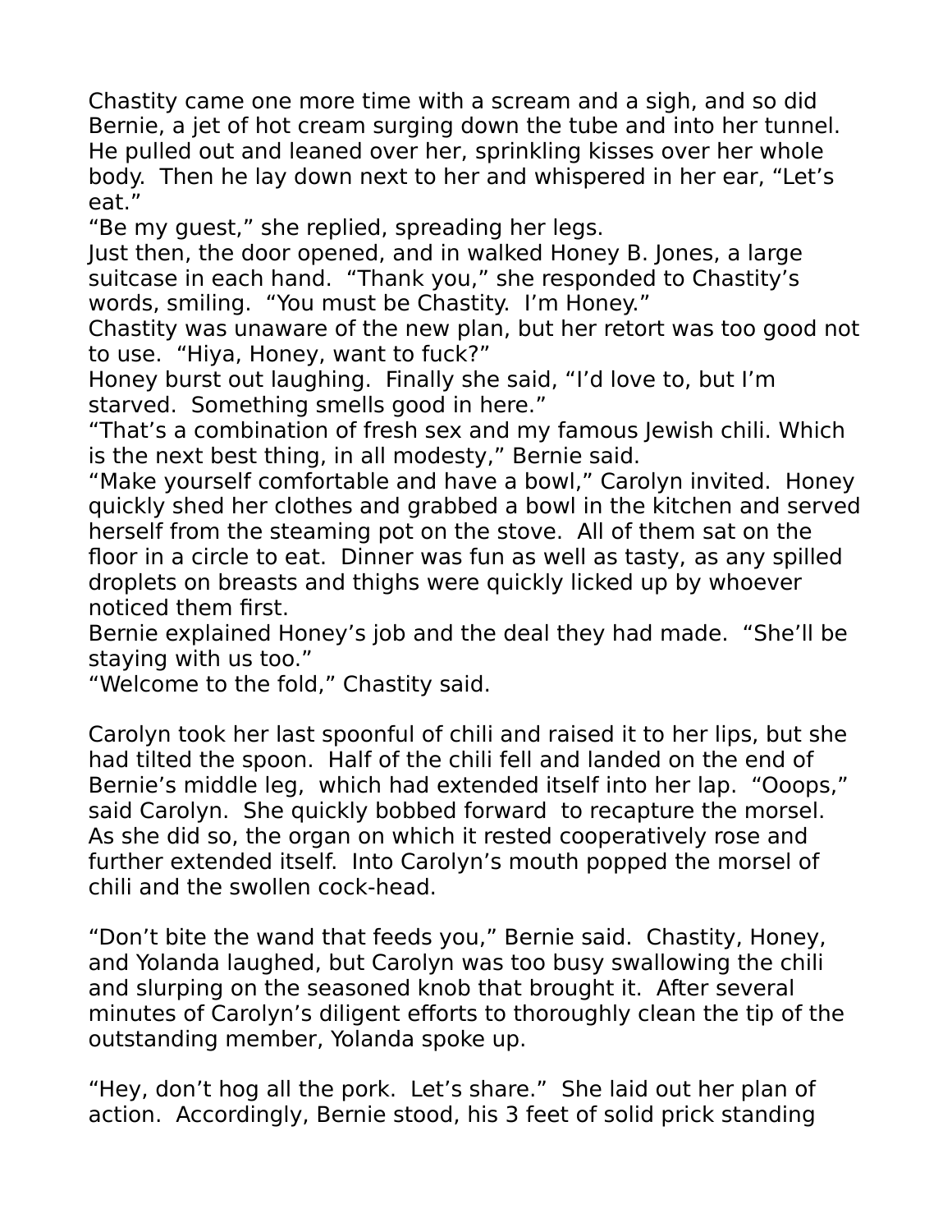Chastity came one more time with a scream and a sigh, and so did Bernie, a jet of hot cream surging down the tube and into her tunnel. He pulled out and leaned over her, sprinkling kisses over her whole body. Then he lay down next to her and whispered in her ear, “Let’s eat.”

“Be my guest,” she replied, spreading her legs.

Just then, the door opened, and in walked Honey B. Jones, a large suitcase in each hand. “Thank you,” she responded to Chastity’s words, smiling. “You must be Chastity. I’m Honey.”

Chastity was unaware of the new plan, but her retort was too good not to use. “Hiya, Honey, want to fuck?”

Honey burst out laughing. Finally she said, “I’d love to, but I’m starved. Something smells good in here.”

“That’s a combination of fresh sex and my famous Jewish chili. Which is the next best thing, in all modesty,” Bernie said.

“Make yourself comfortable and have a bowl,” Carolyn invited. Honey quickly shed her clothes and grabbed a bowl in the kitchen and served herself from the steaming pot on the stove. All of them sat on the floor in a circle to eat. Dinner was fun as well as tasty, as any spilled droplets on breasts and thighs were quickly licked up by whoever noticed them first.

Bernie explained Honey’s job and the deal they had made. “She’ll be staying with us too.”

“Welcome to the fold,” Chastity said.

Carolyn took her last spoonful of chili and raised it to her lips, but she had tilted the spoon. Half of the chili fell and landed on the end of Bernie’s middle leg, which had extended itself into her lap. “Ooops,” said Carolyn. She quickly bobbed forward to recapture the morsel. As she did so, the organ on which it rested cooperatively rose and further extended itself. Into Carolyn’s mouth popped the morsel of chili and the swollen cock-head.

“Don’t bite the wand that feeds you,” Bernie said. Chastity, Honey, and Yolanda laughed, but Carolyn was too busy swallowing the chili and slurping on the seasoned knob that brought it. After several minutes of Carolyn’s diligent efforts to thoroughly clean the tip of the outstanding member, Yolanda spoke up.

“Hey, don’t hog all the pork. Let’s share.” She laid out her plan of action. Accordingly, Bernie stood, his 3 feet of solid prick standing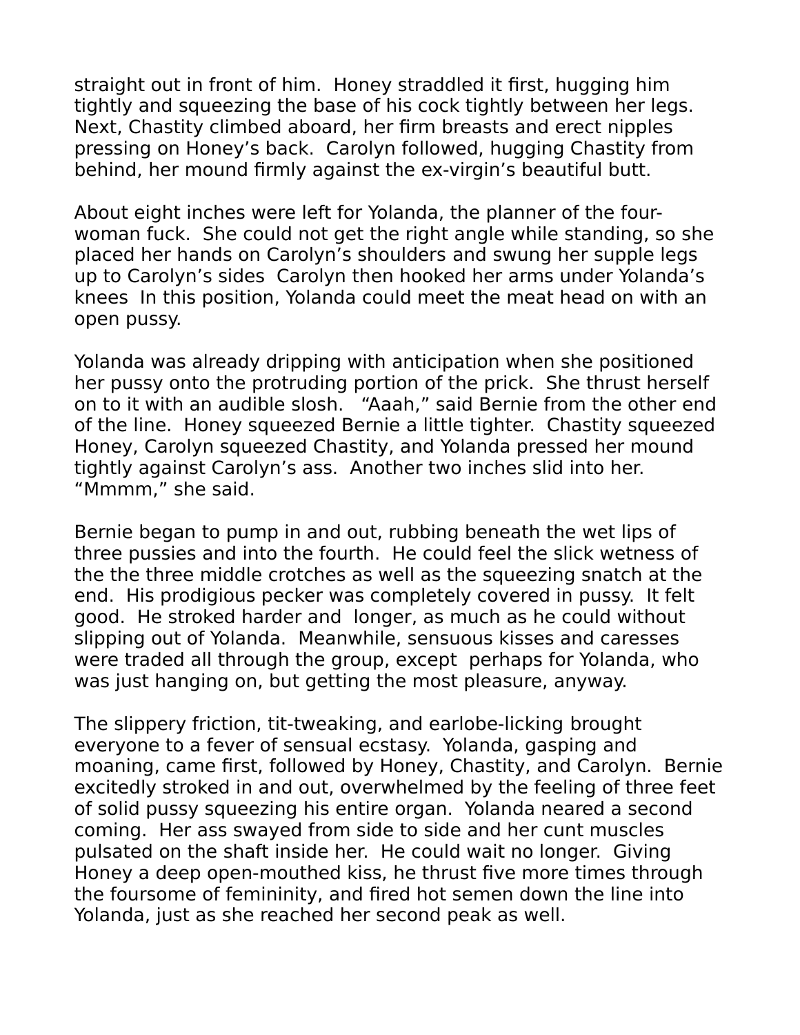straight out in front of him.  Honey straddled it first, hugging him tightly and squeezing the base of his cock tightly between her legs. Next, Chastity climbed aboard, her firm breasts and erect nipples pressing on Honey's back.  Carolyn followed, hugging Chastity from behind, her mound firmly against the ex-virgin's beautiful butt.

About eight inches were left for Yolanda, the planner of the four-woman fuck.  She could not get the right angle while standing, so she placed her hands on Carolyn's shoulders and swung her supple legs up to Carolyn's sides  Carolyn then hooked her arms under Yolanda's knees  In this position, Yolanda could meet the meat head on with an open pussy.

Yolanda was already dripping with anticipation when she positioned her pussy onto the protruding portion of the prick.  She thrust herself on to it with an audible slosh.   "Aaah," said Bernie from the other end of the line.  Honey squeezed Bernie a little tighter.  Chastity squeezed Honey, Carolyn squeezed Chastity, and Yolanda pressed her mound tightly against Carolyn's ass.  Another two inches slid into her. "Mmmm," she said.

Bernie began to pump in and out, rubbing beneath the wet lips of three pussies and into the fourth.  He could feel the slick wetness of the the three middle crotches as well as the squeezing snatch at the end.  His prodigious pecker was completely covered in pussy.  It felt good.  He stroked harder and  longer, as much as he could without slipping out of Yolanda.  Meanwhile, sensuous kisses and caresses were traded all through the group, except  perhaps for Yolanda, who was just hanging on, but getting the most pleasure, anyway.

The slippery friction, tit-tweaking, and earlobe-licking brought everyone to a fever of sensual ecstasy.  Yolanda, gasping and moaning, came first, followed by Honey, Chastity, and Carolyn.  Bernie excitedly stroked in and out, overwhelmed by the feeling of three feet of solid pussy squeezing his entire organ.  Yolanda neared a second coming.  Her ass swayed from side to side and her cunt muscles pulsated on the shaft inside her.  He could wait no longer.  Giving Honey a deep open-mouthed kiss, he thrust five more times through the foursome of femininity, and fired hot semen down the line into Yolanda, just as she reached her second peak as well.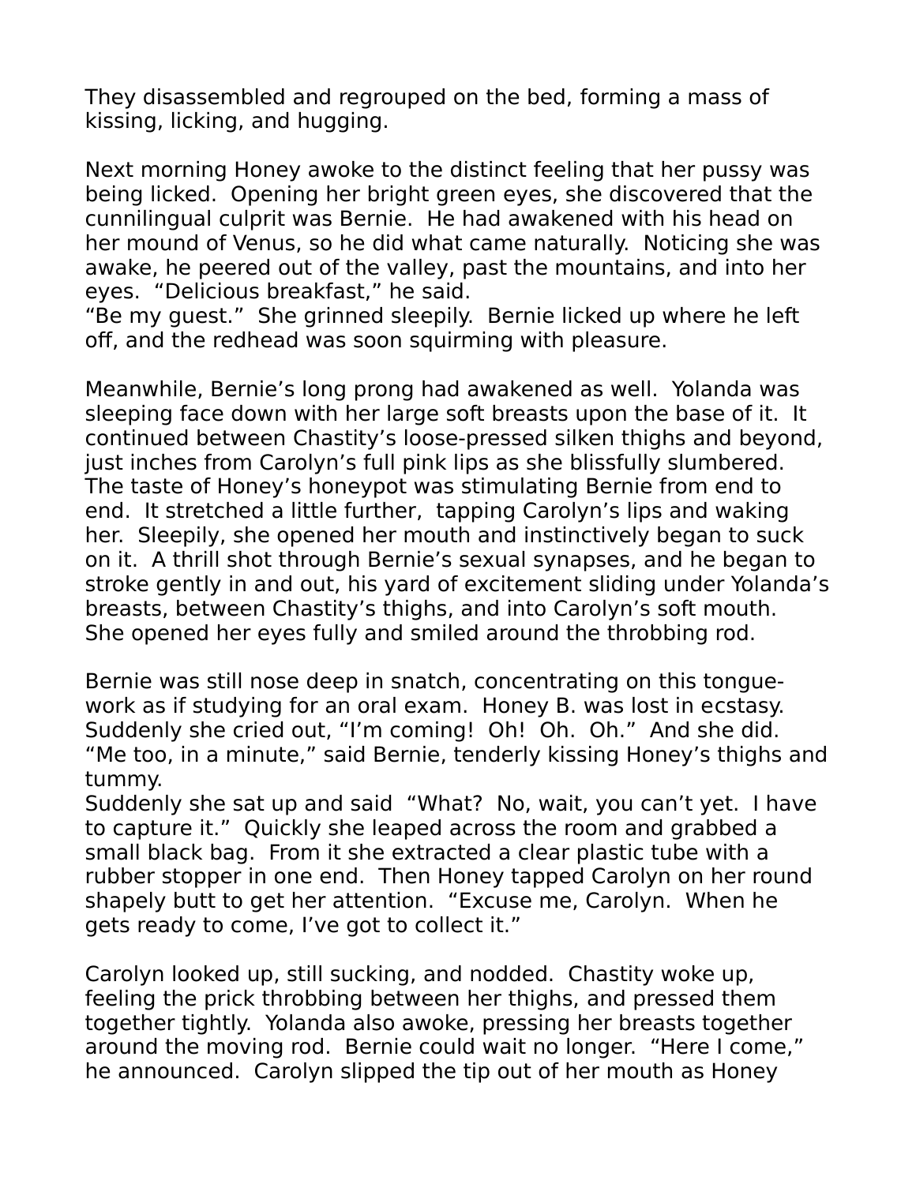They disassembled and regrouped on the bed, forming a mass of kissing, licking, and hugging.

Next morning Honey awoke to the distinct feeling that her pussy was being licked. Opening her bright green eyes, she discovered that the cunnilingual culprit was Bernie. He had awakened with his head on her mound of Venus, so he did what came naturally. Noticing she was awake, he peered out of the valley, past the mountains, and into her eyes. "Delicious breakfast," he said.
"Be my guest." She grinned sleepily. Bernie licked up where he left off, and the redhead was soon squirming with pleasure.

Meanwhile, Bernie's long prong had awakened as well. Yolanda was sleeping face down with her large soft breasts upon the base of it. It continued between Chastity's loose-pressed silken thighs and beyond, just inches from Carolyn's full pink lips as she blissfully slumbered. The taste of Honey's honeypot was stimulating Bernie from end to end. It stretched a little further, tapping Carolyn's lips and waking her. Sleepily, she opened her mouth and instinctively began to suck on it. A thrill shot through Bernie's sexual synapses, and he began to stroke gently in and out, his yard of excitement sliding under Yolanda's breasts, between Chastity's thighs, and into Carolyn's soft mouth. She opened her eyes fully and smiled around the throbbing rod.

Bernie was still nose deep in snatch, concentrating on this tongue-work as if studying for an oral exam. Honey B. was lost in ecstasy. Suddenly she cried out, "I'm coming! Oh! Oh. Oh." And she did. "Me too, in a minute," said Bernie, tenderly kissing Honey's thighs and tummy.
Suddenly she sat up and said "What? No, wait, you can't yet. I have to capture it." Quickly she leaped across the room and grabbed a small black bag. From it she extracted a clear plastic tube with a rubber stopper in one end. Then Honey tapped Carolyn on her round shapely butt to get her attention. "Excuse me, Carolyn. When he gets ready to come, I've got to collect it."

Carolyn looked up, still sucking, and nodded. Chastity woke up, feeling the prick throbbing between her thighs, and pressed them together tightly. Yolanda also awoke, pressing her breasts together around the moving rod. Bernie could wait no longer. "Here I come," he announced. Carolyn slipped the tip out of her mouth as Honey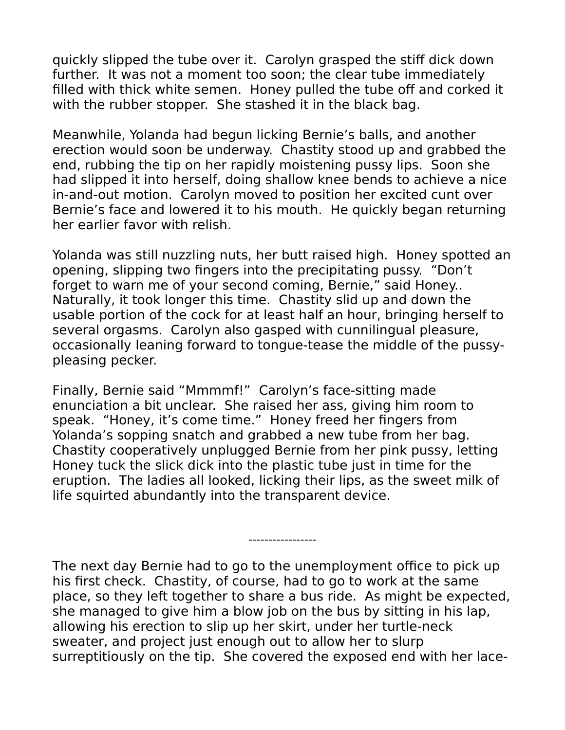quickly slipped the tube over it. Carolyn grasped the stiff dick down further. It was not a moment too soon; the clear tube immediately filled with thick white semen. Honey pulled the tube off and corked it with the rubber stopper. She stashed it in the black bag.

Meanwhile, Yolanda had begun licking Bernie's balls, and another erection would soon be underway. Chastity stood up and grabbed the end, rubbing the tip on her rapidly moistening pussy lips. Soon she had slipped it into herself, doing shallow knee bends to achieve a nice in-and-out motion. Carolyn moved to position her excited cunt over Bernie's face and lowered it to his mouth. He quickly began returning her earlier favor with relish.

Yolanda was still nuzzling nuts, her butt raised high. Honey spotted an opening, slipping two fingers into the precipitating pussy. "Don't forget to warn me of your second coming, Bernie," said Honey.. Naturally, it took longer this time. Chastity slid up and down the usable portion of the cock for at least half an hour, bringing herself to several orgasms. Carolyn also gasped with cunnilingual pleasure, occasionally leaning forward to tongue-tease the middle of the pussy-pleasing pecker.

Finally, Bernie said "Mmmmf!" Carolyn's face-sitting made enunciation a bit unclear. She raised her ass, giving him room to speak. "Honey, it's come time." Honey freed her fingers from Yolanda's sopping snatch and grabbed a new tube from her bag. Chastity cooperatively unplugged Bernie from her pink pussy, letting Honey tuck the slick dick into the plastic tube just in time for the eruption. The ladies all looked, licking their lips, as the sweet milk of life squirted abundantly into the transparent device.

-----------------

The next day Bernie had to go to the unemployment office to pick up his first check. Chastity, of course, had to go to work at the same place, so they left together to share a bus ride. As might be expected, she managed to give him a blow job on the bus by sitting in his lap, allowing his erection to slip up her skirt, under her turtle-neck sweater, and project just enough out to allow her to slurp surreptitiously on the tip. She covered the exposed end with her lace-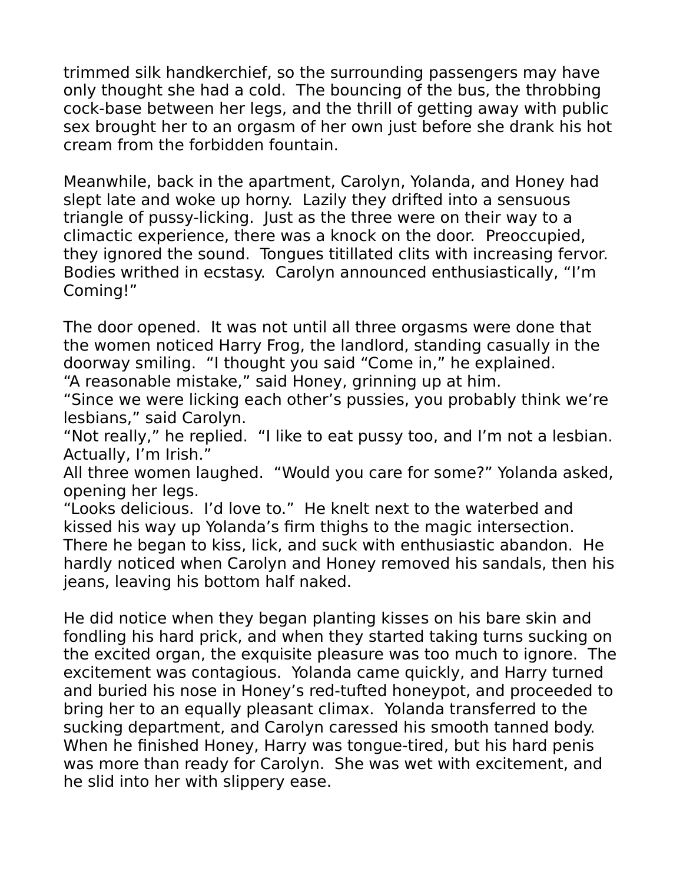trimmed silk handkerchief, so the surrounding passengers may have only thought she had a cold. The bouncing of the bus, the throbbing cock-base between her legs, and the thrill of getting away with public sex brought her to an orgasm of her own just before she drank his hot cream from the forbidden fountain.

Meanwhile, back in the apartment, Carolyn, Yolanda, and Honey had slept late and woke up horny. Lazily they drifted into a sensuous triangle of pussy-licking. Just as the three were on their way to a climactic experience, there was a knock on the door. Preoccupied, they ignored the sound. Tongues titillated clits with increasing fervor. Bodies writhed in ecstasy. Carolyn announced enthusiastically, "I'm Coming!"

The door opened. It was not until all three orgasms were done that the women noticed Harry Frog, the landlord, standing casually in the doorway smiling. "I thought you said "Come in," he explained.
"A reasonable mistake," said Honey, grinning up at him.
"Since we were licking each other's pussies, you probably think we're lesbians," said Carolyn.
"Not really," he replied. "I like to eat pussy too, and I'm not a lesbian. Actually, I'm Irish."
All three women laughed. "Would you care for some?" Yolanda asked, opening her legs.
"Looks delicious. I'd love to." He knelt next to the waterbed and kissed his way up Yolanda's firm thighs to the magic intersection. There he began to kiss, lick, and suck with enthusiastic abandon. He hardly noticed when Carolyn and Honey removed his sandals, then his jeans, leaving his bottom half naked.

He did notice when they began planting kisses on his bare skin and fondling his hard prick, and when they started taking turns sucking on the excited organ, the exquisite pleasure was too much to ignore. The excitement was contagious. Yolanda came quickly, and Harry turned and buried his nose in Honey's red-tufted honeypot, and proceeded to bring her to an equally pleasant climax. Yolanda transferred to the sucking department, and Carolyn caressed his smooth tanned body. When he finished Honey, Harry was tongue-tired, but his hard penis was more than ready for Carolyn. She was wet with excitement, and he slid into her with slippery ease.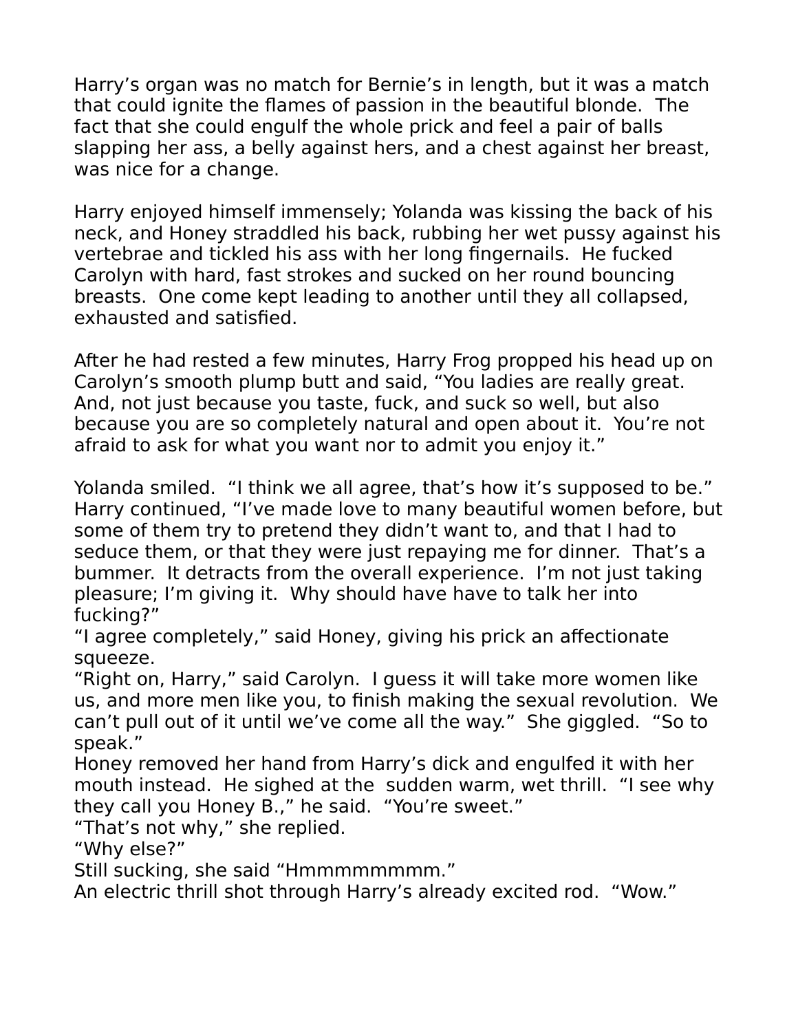Harry's organ was no match for Bernie's in length, but it was a match that could ignite the flames of passion in the beautiful blonde. The fact that she could engulf the whole prick and feel a pair of balls slapping her ass, a belly against hers, and a chest against her breast, was nice for a change.

Harry enjoyed himself immensely; Yolanda was kissing the back of his neck, and Honey straddled his back, rubbing her wet pussy against his vertebrae and tickled his ass with her long fingernails. He fucked Carolyn with hard, fast strokes and sucked on her round bouncing breasts. One come kept leading to another until they all collapsed, exhausted and satisfied.

After he had rested a few minutes, Harry Frog propped his head up on Carolyn's smooth plump butt and said, "You ladies are really great. And, not just because you taste, fuck, and suck so well, but also because you are so completely natural and open about it. You're not afraid to ask for what you want nor to admit you enjoy it."

Yolanda smiled. "I think we all agree, that's how it's supposed to be."
Harry continued, "I've made love to many beautiful women before, but some of them try to pretend they didn't want to, and that I had to seduce them, or that they were just repaying me for dinner. That's a bummer. It detracts from the overall experience. I'm not just taking pleasure; I'm giving it. Why should have have to talk her into fucking?"
"I agree completely," said Honey, giving his prick an affectionate squeeze.
"Right on, Harry," said Carolyn. I guess it will take more women like us, and more men like you, to finish making the sexual revolution. We can't pull out of it until we've come all the way." She giggled. "So to speak."
Honey removed her hand from Harry's dick and engulfed it with her mouth instead. He sighed at the sudden warm, wet thrill. "I see why they call you Honey B.," he said. "You're sweet."
"That's not why," she replied.
"Why else?"
Still sucking, she said "Hmmmmmmmm."
An electric thrill shot through Harry's already excited rod. "Wow."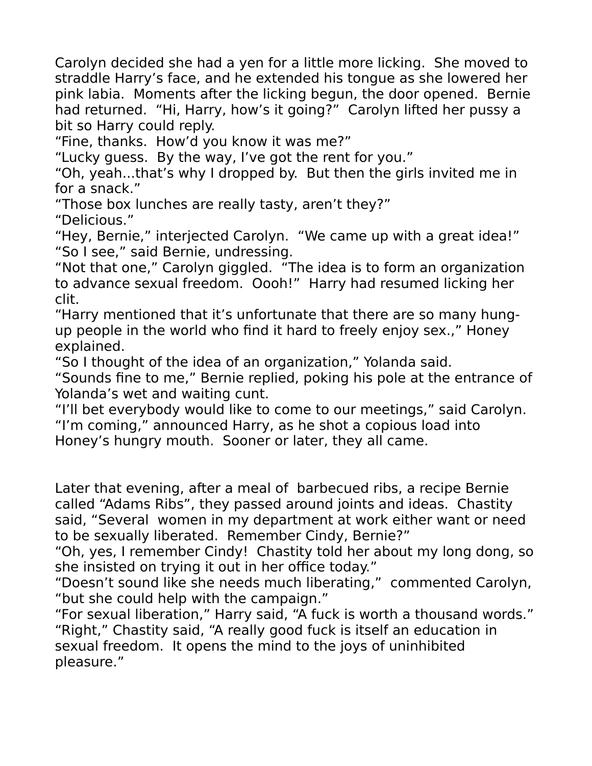Carolyn decided she had a yen for a little more licking.  She moved to straddle Harry's face, and he extended his tongue as she lowered her pink labia.  Moments after the licking begun, the door opened.  Bernie had returned.  "Hi, Harry, how's it going?"  Carolyn lifted her pussy a bit so Harry could reply.
"Fine, thanks.  How'd you know it was me?"
"Lucky guess.  By the way, I've got the rent for you."
"Oh, yeah...that's why I dropped by.  But then the girls invited me in for a snack."
"Those box lunches are really tasty, aren't they?"
"Delicious."
"Hey, Bernie," interjected Carolyn.  "We came up with a great idea!"
"So I see," said Bernie, undressing.
"Not that one," Carolyn giggled.  "The idea is to form an organization to advance sexual freedom.  Oooh!"  Harry had resumed licking her clit.
"Harry mentioned that it's unfortunate that there are so many hung-up people in the world who find it hard to freely enjoy sex.," Honey explained.
"So I thought of the idea of an organization," Yolanda said.
"Sounds fine to me," Bernie replied, poking his pole at the entrance of Yolanda's wet and waiting cunt.
"I'll bet everybody would like to come to our meetings," said Carolyn.
"I'm coming," announced Harry, as he shot a copious load into Honey's hungry mouth.  Sooner or later, they all came.

Later that evening, after a meal of  barbecued ribs, a recipe Bernie called "Adams Ribs", they passed around joints and ideas.  Chastity said, "Several  women in my department at work either want or need to be sexually liberated.  Remember Cindy, Bernie?"
"Oh, yes, I remember Cindy!  Chastity told her about my long dong, so she insisted on trying it out in her office today."
"Doesn't sound like she needs much liberating,"  commented Carolyn, "but she could help with the campaign."
"For sexual liberation," Harry said, "A fuck is worth a thousand words."
"Right," Chastity said, "A really good fuck is itself an education in sexual freedom.  It opens the mind to the joys of uninhibited pleasure."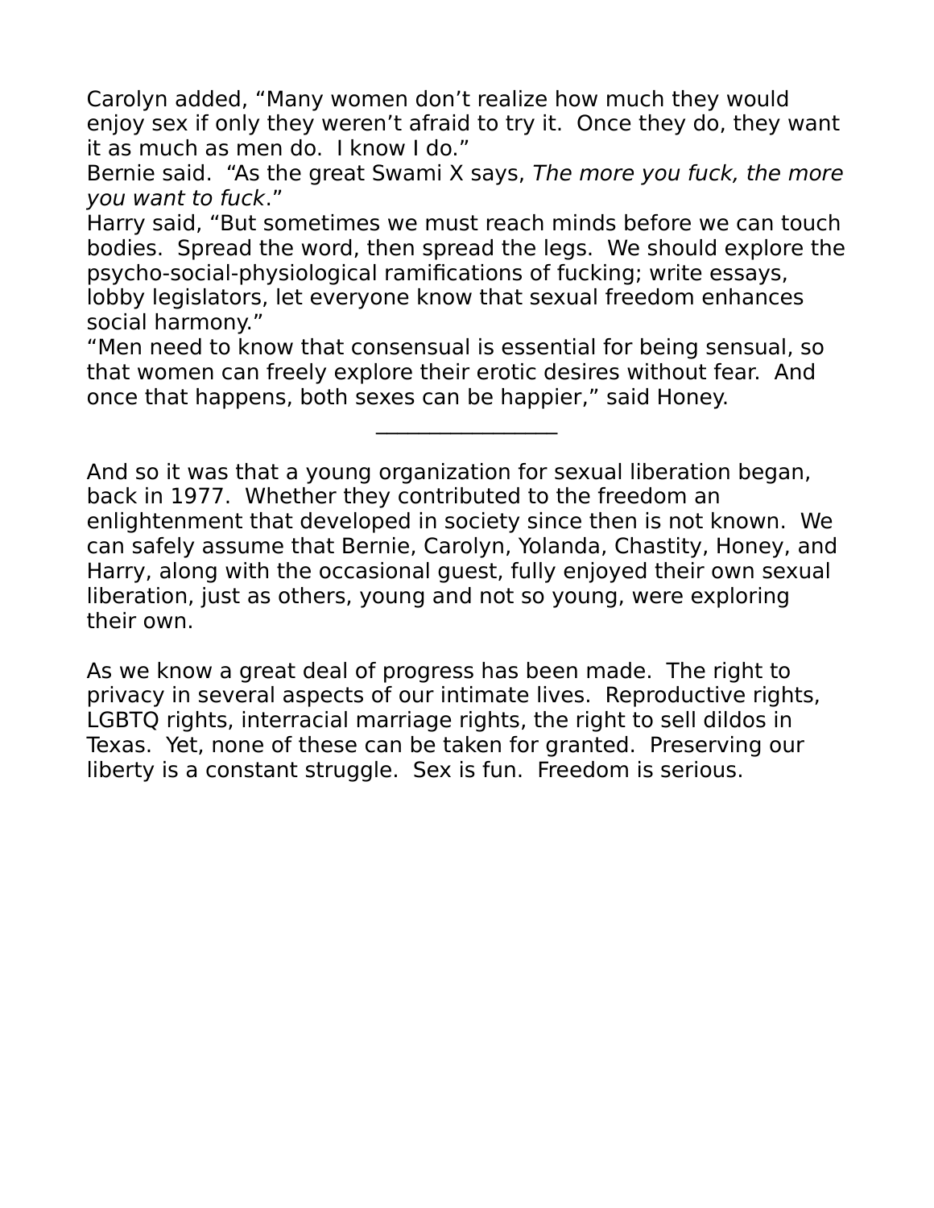Carolyn added, "Many women don't realize how much they would enjoy sex if only they weren't afraid to try it. Once they do, they want it as much as men do. I know I do."

Bernie said. "As the great Swami X says, *The more you fuck, the more you want to fuck*."

Harry said, "But sometimes we must reach minds before we can touch bodies. Spread the word, then spread the legs. We should explore the psycho-social-physiological ramifications of fucking; write essays, lobby legislators, let everyone know that sexual freedom enhances social harmony."

"Men need to know that consensual is essential for being sensual, so that women can freely explore their erotic desires without fear. And once that happens, both sexes can be happier," said Honey.

---

And so it was that a young organization for sexual liberation began, back in 1977. Whether they contributed to the freedom an enlightenment that developed in society since then is not known. We can safely assume that Bernie, Carolyn, Yolanda, Chastity, Honey, and Harry, along with the occasional guest, fully enjoyed their own sexual liberation, just as others, young and not so young, were exploring their own.

As we know a great deal of progress has been made. The right to privacy in several aspects of our intimate lives. Reproductive rights, LGBTQ rights, interracial marriage rights, the right to sell dildos in Texas. Yet, none of these can be taken for granted. Preserving our liberty is a constant struggle. Sex is fun. Freedom is serious.